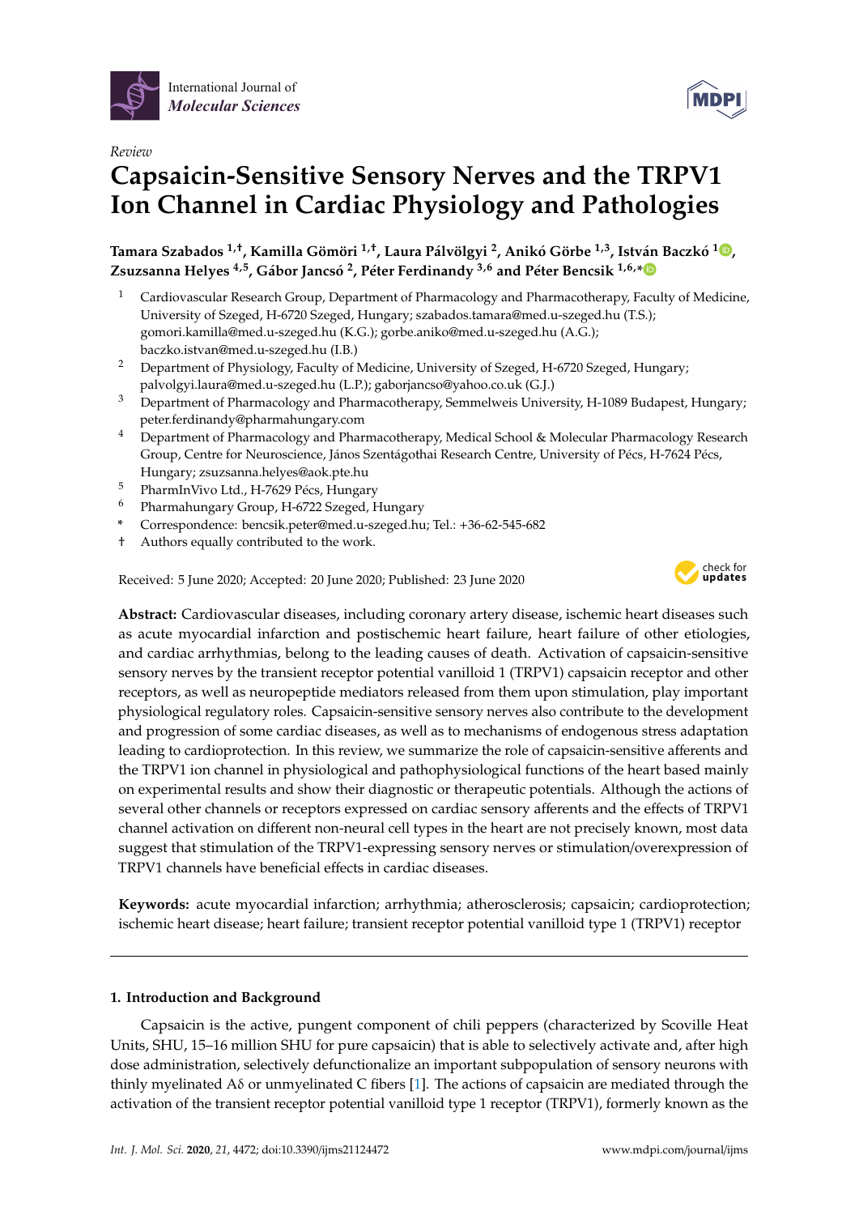International Journal of *Molecular Sciences*

*Review*

# Capsaicin-Sensitive Sensory Nerves and the TRPV1 Ion Channel in Cardiac Physiology and Pathologies

**Tamara Szabados [1,†], Kamilla Gömöri [1,†], Laura Pálvölgyi [2], Anikó Görbe [1,3], István Baczkó [1], Zsuzsanna Helyes [4,5], Gábor Jancsó [2], Péter Ferdinandy [3,6] and Péter Bencsik [1,6,*]**

1. Cardiovascular Research Group, Department of Pharmacology and Pharmacotherapy, Faculty of Medicine, University of Szeged, H-6720 Szeged, Hungary; szabados.tamara@med.u-szeged.hu (T.S.); gomori.kamilla@med.u-szeged.hu (K.G.); gorbe.aniko@med.u-szeged.hu (A.G.); baczko.istvan@med.u-szeged.hu (I.B.)
2. Department of Physiology, Faculty of Medicine, University of Szeged, H-6720 Szeged, Hungary; palvolgyi.laura@med.u-szeged.hu (L.P.); gaborjancso@yahoo.co.uk (G.J.)
3. Department of Pharmacology and Pharmacotherapy, Semmelweis University, H-1089 Budapest, Hungary; peter.ferdinandy@pharmahungary.com
4. Department of Pharmacology and Pharmacotherapy, Medical School & Molecular Pharmacology Research Group, Centre for Neuroscience, János Szentágothai Research Centre, University of Pécs, H-7624 Pécs, Hungary; zsuzsanna.helyes@aok.pte.hu
5. PharmInVivo Ltd., H-7629 Pécs, Hungary
6. Pharmahungary Group, H-6722 Szeged, Hungary

\* Correspondence: bencsik.peter@med.u-szeged.hu; Tel.: +36-62-545-682

† Authors equally contributed to the work.

Received: 5 June 2020; Accepted: 20 June 2020; Published: 23 June 2020

**Abstract:** Cardiovascular diseases, including coronary artery disease, ischemic heart diseases such as acute myocardial infarction and postischemic heart failure, heart failure of other etiologies, and cardiac arrhythmias, belong to the leading causes of death. Activation of capsaicin-sensitive sensory nerves by the transient receptor potential vanilloid 1 (TRPV1) capsaicin receptor and other receptors, as well as neuropeptide mediators released from them upon stimulation, play important physiological regulatory roles. Capsaicin-sensitive sensory nerves also contribute to the development and progression of some cardiac diseases, as well as to mechanisms of endogenous stress adaptation leading to cardioprotection. In this review, we summarize the role of capsaicin-sensitive afferents and the TRPV1 ion channel in physiological and pathophysiological functions of the heart based mainly on experimental results and show their diagnostic or therapeutic potentials. Although the actions of several other channels or receptors expressed on cardiac sensory afferents and the effects of TRPV1 channel activation on different non-neural cell types in the heart are not precisely known, most data suggest that stimulation of the TRPV1-expressing sensory nerves or stimulation/overexpression of TRPV1 channels have beneficial effects in cardiac diseases.

**Keywords:** acute myocardial infarction; arrhythmia; atherosclerosis; capsaicin; cardioprotection; ischemic heart disease; heart failure; transient receptor potential vanilloid type 1 (TRPV1) receptor

## 1. Introduction and Background

Capsaicin is the active, pungent component of chili peppers (characterized by Scoville Heat Units, SHU, 15–16 million SHU for pure capsaicin) that is able to selectively activate and, after high dose administration, selectively defunctionalize an important subpopulation of sensory neurons with thinly myelinated Aδ or unmyelinated C fibers [1]. The actions of capsaicin are mediated through the activation of the transient receptor potential vanilloid type 1 receptor (TRPV1), formerly known as the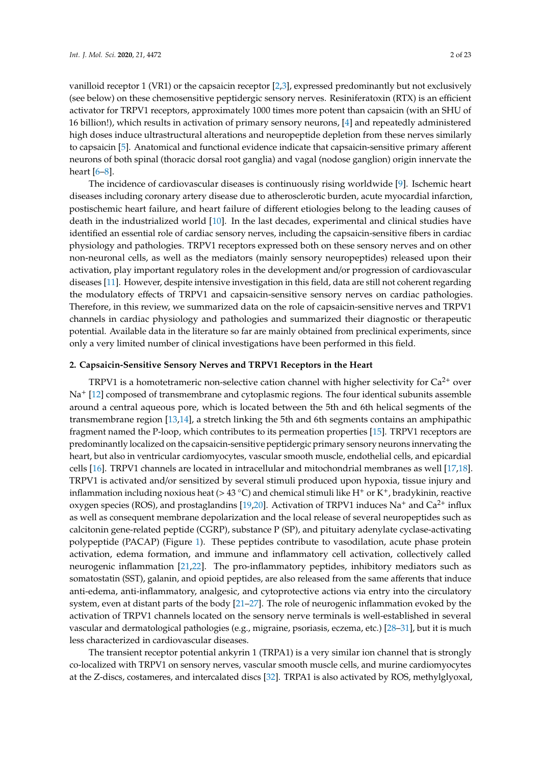vanilloid receptor 1 (VR1) or the capsaicin receptor [2,3], expressed predominantly but not exclusively (see below) on these chemosensitive peptidergic sensory nerves. Resiniferatoxin (RTX) is an efficient activator for TRPV1 receptors, approximately 1000 times more potent than capsaicin (with an SHU of 16 billion!), which results in activation of primary sensory neurons, [4] and repeatedly administered high doses induce ultrastructural alterations and neuropeptide depletion from these nerves similarly to capsaicin [5]. Anatomical and functional evidence indicate that capsaicin-sensitive primary afferent neurons of both spinal (thoracic dorsal root ganglia) and vagal (nodose ganglion) origin innervate the heart [6–8].

The incidence of cardiovascular diseases is continuously rising worldwide [9]. Ischemic heart diseases including coronary artery disease due to atherosclerotic burden, acute myocardial infarction, postischemic heart failure, and heart failure of different etiologies belong to the leading causes of death in the industrialized world [10]. In the last decades, experimental and clinical studies have identified an essential role of cardiac sensory nerves, including the capsaicin-sensitive fibers in cardiac physiology and pathologies. TRPV1 receptors expressed both on these sensory nerves and on other non-neuronal cells, as well as the mediators (mainly sensory neuropeptides) released upon their activation, play important regulatory roles in the development and/or progression of cardiovascular diseases [11]. However, despite intensive investigation in this field, data are still not coherent regarding the modulatory effects of TRPV1 and capsaicin-sensitive sensory nerves on cardiac pathologies. Therefore, in this review, we summarized data on the role of capsaicin-sensitive nerves and TRPV1 channels in cardiac physiology and pathologies and summarized their diagnostic or therapeutic potential. Available data in the literature so far are mainly obtained from preclinical experiments, since only a very limited number of clinical investigations have been performed in this field.

## 2. Capsaicin-Sensitive Sensory Nerves and TRPV1 Receptors in the Heart

TRPV1 is a homotetrameric non-selective cation channel with higher selectivity for $Ca^{2+}$ over $Na^{+}$ [12] composed of transmembrane and cytoplasmic regions. The four identical subunits assemble around a central aqueous pore, which is located between the 5th and 6th helical segments of the transmembrane region [13,14], a stretch linking the 5th and 6th segments contains an amphipathic fragment named the P-loop, which contributes to its permeation properties [15]. TRPV1 receptors are predominantly localized on the capsaicin-sensitive peptidergic primary sensory neurons innervating the heart, but also in ventricular cardiomyocytes, vascular smooth muscle, endothelial cells, and epicardial cells [16]. TRPV1 channels are located in intracellular and mitochondrial membranes as well [17,18]. TRPV1 is activated and/or sensitized by several stimuli produced upon hypoxia, tissue injury and inflammation including noxious heat (> 43 °C) and chemical stimuli like $H^{+}$ or $K^{+}$, bradykinin, reactive oxygen species (ROS), and prostaglandins [19,20]. Activation of TRPV1 induces $Na^{+}$ and $Ca^{2+}$ influx as well as consequent membrane depolarization and the local release of several neuropeptides such as calcitonin gene-related peptide (CGRP), substance P (SP), and pituitary adenylate cyclase-activating polypeptide (PACAP) (Figure 1). These peptides contribute to vasodilation, acute phase protein activation, edema formation, and immune and inflammatory cell activation, collectively called neurogenic inflammation [21,22]. The pro-inflammatory peptides, inhibitory mediators such as somatostatin (SST), galanin, and opioid peptides, are also released from the same afferents that induce anti-edema, anti-inflammatory, analgesic, and cytoprotective actions via entry into the circulatory system, even at distant parts of the body [21–27]. The role of neurogenic inflammation evoked by the activation of TRPV1 channels located on the sensory nerve terminals is well-established in several vascular and dermatological pathologies (e.g., migraine, psoriasis, eczema, etc.) [28–31], but it is much less characterized in cardiovascular diseases.

The transient receptor potential ankyrin 1 (TRPA1) is a very similar ion channel that is strongly co-localized with TRPV1 on sensory nerves, vascular smooth muscle cells, and murine cardiomyocytes at the Z-discs, costameres, and intercalated discs [32]. TRPA1 is also activated by ROS, methylglyoxal,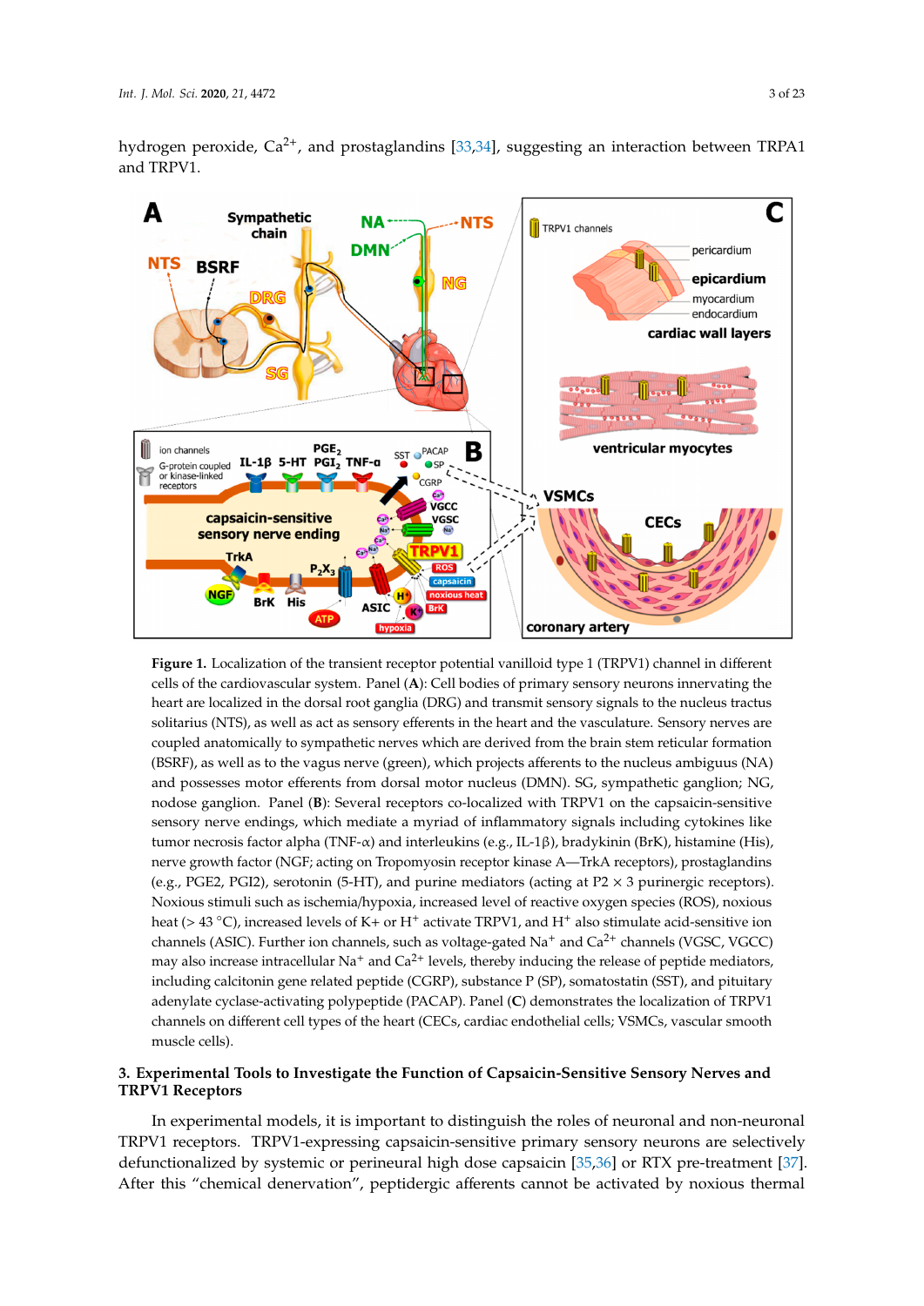hydrogen peroxide, $Ca^{2+}$, and prostaglandins [33,34], suggesting an interaction between TRPA1 and TRPV1.

**Figure 1.** Localization of the transient receptor potential vanilloid type 1 (TRPV1) channel in different cells of the cardiovascular system. Panel (**A**): Cell bodies of primary sensory neurons innervating the heart are localized in the dorsal root ganglia (DRG) and transmit sensory signals to the nucleus tractus solitarius (NTS), as well as act as sensory efferents in the heart and the vasculature. Sensory nerves are coupled anatomically to sympathetic nerves which are derived from the brain stem reticular formation (BSRF), as well as to the vagus nerve (green), which projects afferents to the nucleus ambiguus (NA) and possesses motor efferents from dorsal motor nucleus (DMN). SG, sympathetic ganglion; NG, nodose ganglion. Panel (**B**): Several receptors co-localized with TRPV1 on the capsaicin-sensitive sensory nerve endings, which mediate a myriad of inflammatory signals including cytokines like tumor necrosis factor alpha (TNF-α) and interleukins (e.g., IL-1β), bradykinin (BrK), histamine (His), nerve growth factor (NGF; acting on Tropomyosin receptor kinase A—TrkA receptors), prostaglandins (e.g., PGE2, PGI2), serotonin (5-HT), and purine mediators (acting at P2 × 3 purinergic receptors). Noxious stimuli such as ischemia/hypoxia, increased level of reactive oxygen species (ROS), noxious heat (> 43 °C), increased levels of K+ or $H^+$ activate TRPV1, and $H^+$ also stimulate acid-sensitive ion channels (ASIC). Further ion channels, such as voltage-gated $Na^+$ and $Ca^{2+}$ channels (VGSC, VGCC) may also increase intracellular $Na^+$ and $Ca^{2+}$ levels, thereby inducing the release of peptide mediators, including calcitonin gene related peptide (CGRP), substance P (SP), somatostatin (SST), and pituitary adenylate cyclase-activating polypeptide (PACAP). Panel (**C**) demonstrates the localization of TRPV1 channels on different cell types of the heart (CECs, cardiac endothelial cells; VSMCs, vascular smooth muscle cells).

## 3. Experimental Tools to Investigate the Function of Capsaicin-Sensitive Sensory Nerves and TRPV1 Receptors

In experimental models, it is important to distinguish the roles of neuronal and non-neuronal TRPV1 receptors. TRPV1-expressing capsaicin-sensitive primary sensory neurons are selectively defunctionalized by systemic or perineural high dose capsaicin [35,36] or RTX pre-treatment [37]. After this "chemical denervation", peptidergic afferents cannot be activated by noxious thermal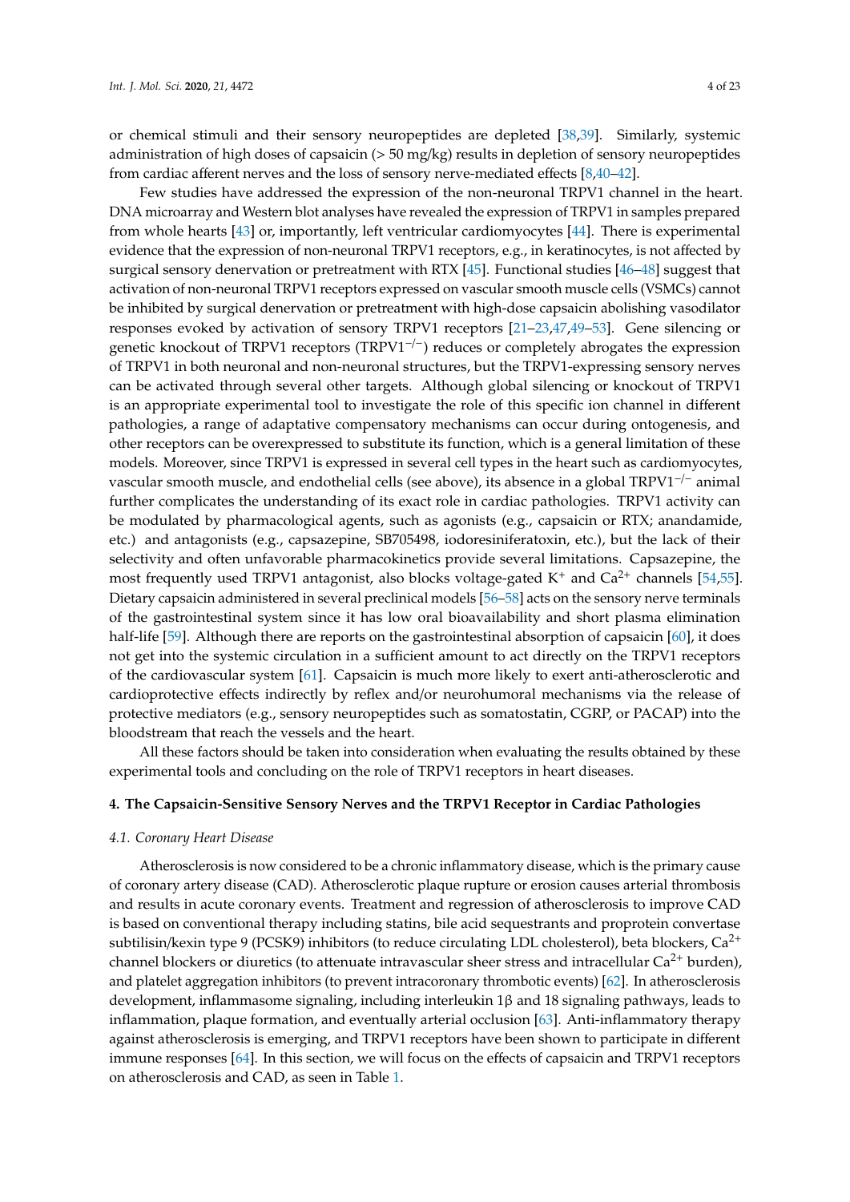or chemical stimuli and their sensory neuropeptides are depleted [38,39]. Similarly, systemic administration of high doses of capsaicin (> 50 mg/kg) results in depletion of sensory neuropeptides from cardiac afferent nerves and the loss of sensory nerve-mediated effects [8,40–42].

Few studies have addressed the expression of the non-neuronal TRPV1 channel in the heart. DNA microarray and Western blot analyses have revealed the expression of TRPV1 in samples prepared from whole hearts [43] or, importantly, left ventricular cardiomyocytes [44]. There is experimental evidence that the expression of non-neuronal TRPV1 receptors, e.g., in keratinocytes, is not affected by surgical sensory denervation or pretreatment with RTX [45]. Functional studies [46–48] suggest that activation of non-neuronal TRPV1 receptors expressed on vascular smooth muscle cells (VSMCs) cannot be inhibited by surgical denervation or pretreatment with high-dose capsaicin abolishing vasodilator responses evoked by activation of sensory TRPV1 receptors [21–23,47,49–53]. Gene silencing or genetic knockout of TRPV1 receptors ($TRPV1^{-/-}$) reduces or completely abrogates the expression of TRPV1 in both neuronal and non-neuronal structures, but the TRPV1-expressing sensory nerves can be activated through several other targets. Although global silencing or knockout of TRPV1 is an appropriate experimental tool to investigate the role of this specific ion channel in different pathologies, a range of adaptative compensatory mechanisms can occur during ontogenesis, and other receptors can be overexpressed to substitute its function, which is a general limitation of these models. Moreover, since TRPV1 is expressed in several cell types in the heart such as cardiomyocytes, vascular smooth muscle, and endothelial cells (see above), its absence in a global $TRPV1^{-/-}$ animal further complicates the understanding of its exact role in cardiac pathologies. TRPV1 activity can be modulated by pharmacological agents, such as agonists (e.g., capsaicin or RTX; anandamide, etc.) and antagonists (e.g., capsazepine, SB705498, iodoresiniferatoxin, etc.), but the lack of their selectivity and often unfavorable pharmacokinetics provide several limitations. Capsazepine, the most frequently used TRPV1 antagonist, also blocks voltage-gated $K^+$ and $Ca^{2+}$ channels [54,55]. Dietary capsaicin administered in several preclinical models [56–58] acts on the sensory nerve terminals of the gastrointestinal system since it has low oral bioavailability and short plasma elimination half-life [59]. Although there are reports on the gastrointestinal absorption of capsaicin [60], it does not get into the systemic circulation in a sufficient amount to act directly on the TRPV1 receptors of the cardiovascular system [61]. Capsaicin is much more likely to exert anti-atherosclerotic and cardioprotective effects indirectly by reflex and/or neurohumoral mechanisms via the release of protective mediators (e.g., sensory neuropeptides such as somatostatin, CGRP, or PACAP) into the bloodstream that reach the vessels and the heart.

All these factors should be taken into consideration when evaluating the results obtained by these experimental tools and concluding on the role of TRPV1 receptors in heart diseases.

## 4. The Capsaicin-Sensitive Sensory Nerves and the TRPV1 Receptor in Cardiac Pathologies

### 4.1. Coronary Heart Disease

Atherosclerosis is now considered to be a chronic inflammatory disease, which is the primary cause of coronary artery disease (CAD). Atherosclerotic plaque rupture or erosion causes arterial thrombosis and results in acute coronary events. Treatment and regression of atherosclerosis to improve CAD is based on conventional therapy including statins, bile acid sequestrants and proprotein convertase subtilisin/kexin type 9 (PCSK9) inhibitors (to reduce circulating LDL cholesterol), beta blockers, $Ca^{2+}$ channel blockers or diuretics (to attenuate intravascular sheer stress and intracellular $Ca^{2+}$ burden), and platelet aggregation inhibitors (to prevent intracoronary thrombotic events) [62]. In atherosclerosis development, inflammasome signaling, including interleukin 1β and 18 signaling pathways, leads to inflammation, plaque formation, and eventually arterial occlusion [63]. Anti-inflammatory therapy against atherosclerosis is emerging, and TRPV1 receptors have been shown to participate in different immune responses [64]. In this section, we will focus on the effects of capsaicin and TRPV1 receptors on atherosclerosis and CAD, as seen in Table 1.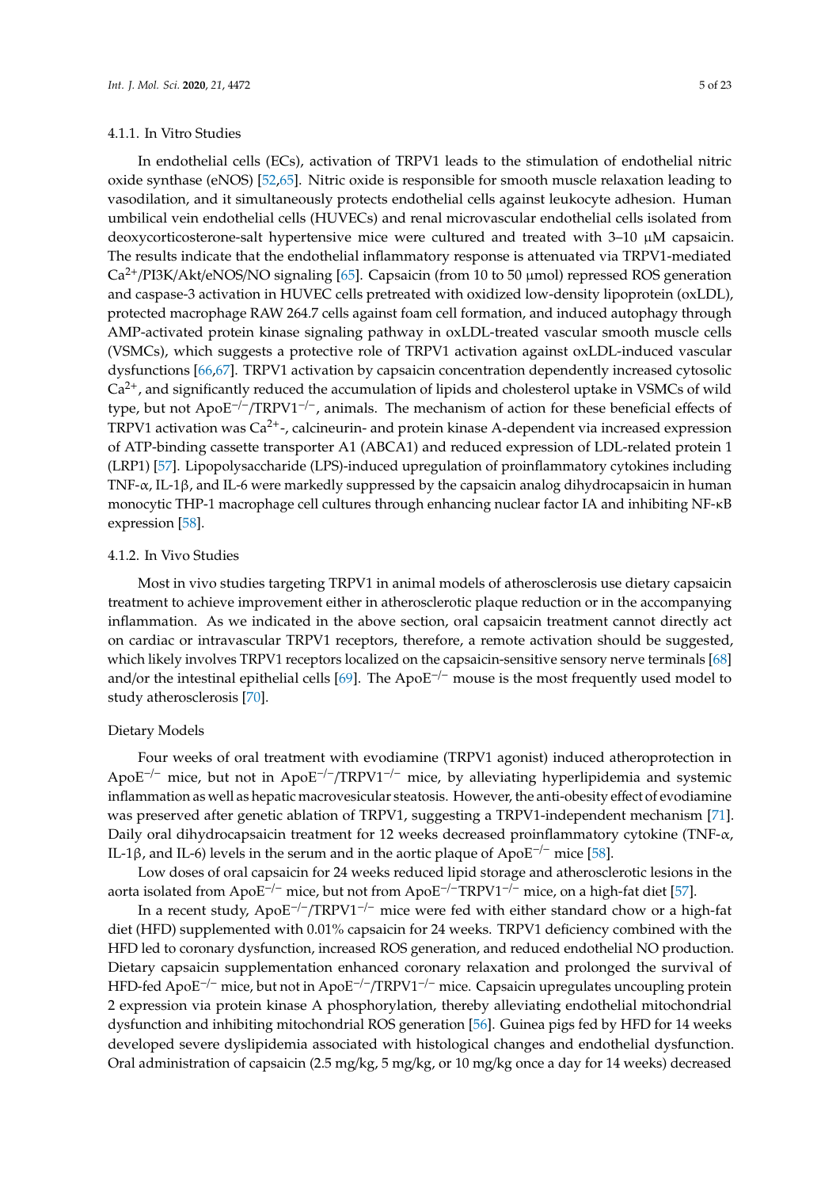#### 4.1.1. In Vitro Studies

In endothelial cells (ECs), activation of TRPV1 leads to the stimulation of endothelial nitric oxide synthase (eNOS) [52,65]. Nitric oxide is responsible for smooth muscle relaxation leading to vasodilation, and it simultaneously protects endothelial cells against leukocyte adhesion. Human umbilical vein endothelial cells (HUVECs) and renal microvascular endothelial cells isolated from deoxycorticosterone-salt hypertensive mice were cultured and treated with 3–10 μM capsaicin. The results indicate that the endothelial inflammatory response is attenuated via TRPV1-mediated $Ca^{2+}$/PI3K/Akt/eNOS/NO signaling [65]. Capsaicin (from 10 to 50 μmol) repressed ROS generation and caspase-3 activation in HUVEC cells pretreated with oxidized low-density lipoprotein (oxLDL), protected macrophage RAW 264.7 cells against foam cell formation, and induced autophagy through AMP-activated protein kinase signaling pathway in oxLDL-treated vascular smooth muscle cells (VSMCs), which suggests a protective role of TRPV1 activation against oxLDL-induced vascular dysfunctions [66,67]. TRPV1 activation by capsaicin concentration dependently increased cytosolic $Ca^{2+}$, and significantly reduced the accumulation of lipids and cholesterol uptake in VSMCs of wild type, but not $ApoE^{-/-}/TRPV1^{-/-}$, animals. The mechanism of action for these beneficial effects of TRPV1 activation was $Ca^{2+}$-, calcineurin- and protein kinase A-dependent via increased expression of ATP-binding cassette transporter A1 (ABCA1) and reduced expression of LDL-related protein 1 (LRP1) [57]. Lipopolysaccharide (LPS)-induced upregulation of proinflammatory cytokines including TNF-α, IL-1β, and IL-6 were markedly suppressed by the capsaicin analog dihydrocapsaicin in human monocytic THP-1 macrophage cell cultures through enhancing nuclear factor IA and inhibiting NF-κB expression [58].

#### 4.1.2. In Vivo Studies

Most in vivo studies targeting TRPV1 in animal models of atherosclerosis use dietary capsaicin treatment to achieve improvement either in atherosclerotic plaque reduction or in the accompanying inflammation. As we indicated in the above section, oral capsaicin treatment cannot directly act on cardiac or intravascular TRPV1 receptors, therefore, a remote activation should be suggested, which likely involves TRPV1 receptors localized on the capsaicin-sensitive sensory nerve terminals [68] and/or the intestinal epithelial cells [69]. The $ApoE^{-/-}$ mouse is the most frequently used model to study atherosclerosis [70].

##### Dietary Models

Four weeks of oral treatment with evodiamine (TRPV1 agonist) induced atheroprotection in $ApoE^{-/-}$ mice, but not in $ApoE^{-/-}/TRPV1^{-/-}$ mice, by alleviating hyperlipidemia and systemic inflammation as well as hepatic macrovesicular steatosis. However, the anti-obesity effect of evodiamine was preserved after genetic ablation of TRPV1, suggesting a TRPV1-independent mechanism [71]. Daily oral dihydrocapsaicin treatment for 12 weeks decreased proinflammatory cytokine (TNF-α, IL-1β, and IL-6) levels in the serum and in the aortic plaque of $ApoE^{-/-}$ mice [58].

Low doses of oral capsaicin for 24 weeks reduced lipid storage and atherosclerotic lesions in the aorta isolated from $ApoE^{-/-}$ mice, but not from $ApoE^{-/-}TRPV1^{-/-}$ mice, on a high-fat diet [57].

In a recent study, $ApoE^{-/-}/TRPV1^{-/-}$ mice were fed with either standard chow or a high-fat diet (HFD) supplemented with 0.01% capsaicin for 24 weeks. TRPV1 deficiency combined with the HFD led to coronary dysfunction, increased ROS generation, and reduced endothelial NO production. Dietary capsaicin supplementation enhanced coronary relaxation and prolonged the survival of HFD-fed $ApoE^{-/-}$ mice, but not in $ApoE^{-/-}/TRPV1^{-/-}$ mice. Capsaicin upregulates uncoupling protein 2 expression via protein kinase A phosphorylation, thereby alleviating endothelial mitochondrial dysfunction and inhibiting mitochondrial ROS generation [56]. Guinea pigs fed by HFD for 14 weeks developed severe dyslipidemia associated with histological changes and endothelial dysfunction. Oral administration of capsaicin (2.5 mg/kg, 5 mg/kg, or 10 mg/kg once a day for 14 weeks) decreased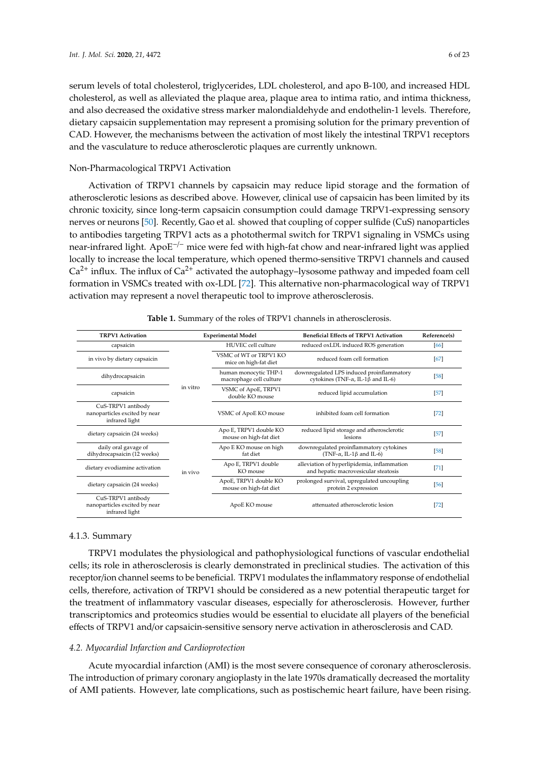serum levels of total cholesterol, triglycerides, LDL cholesterol, and apo B-100, and increased HDL cholesterol, as well as alleviated the plaque area, plaque area to intima ratio, and intima thickness, and also decreased the oxidative stress marker malondialdehyde and endothelin-1 levels. Therefore, dietary capsaicin supplementation may represent a promising solution for the primary prevention of CAD. However, the mechanisms between the activation of most likely the intestinal TRPV1 receptors and the vasculature to reduce atherosclerotic plaques are currently unknown.

Non-Pharmacological TRPV1 Activation

Activation of TRPV1 channels by capsaicin may reduce lipid storage and the formation of atherosclerotic lesions as described above. However, clinical use of capsaicin has been limited by its chronic toxicity, since long-term capsaicin consumption could damage TRPV1-expressing sensory nerves or neurons [50]. Recently, Gao et al. showed that coupling of copper sulfide (CuS) nanoparticles to antibodies targeting TRPV1 acts as a photothermal switch for TRPV1 signaling in VSMCs using near-infrared light. ApoE$^{-/-}$ mice were fed with high-fat chow and near-infrared light was applied locally to increase the local temperature, which opened thermo-sensitive TRPV1 channels and caused $Ca^{2+}$ influx. The influx of $Ca^{2+}$ activated the autophagy–lysosome pathway and impeded foam cell formation in VSMCs treated with ox-LDL [72]. This alternative non-pharmacological way of TRPV1 activation may represent a novel therapeutic tool to improve atherosclerosis.

**Table 1.** Summary of the roles of TRPV1 channels in atherosclerosis.

| TRPV1 Activation | Experimental Model | | Beneficial Effects of TRPV1 Activation | Reference(s) |
|---|---|---|---|---|
| capsaicin | in vitro | HUVEC cell culture | reduced oxLDL induced ROS generation | [66] |
| in vivo by dietary capsaicin | | VSMC of WT or TRPV1 KO mice on high-fat diet | reduced foam cell formation | [67] |
| dihydrocapsaicin | | human monocytic THP-1 macrophage cell culture | downregulated LPS induced proinflammatory cytokines (TNF-α, IL-1β and IL-6) | [58] |
| capsaicin | | VSMC of ApoE, TRPV1 double KO mouse | reduced lipid accumulation | [57] |
| CuS-TRPV1 antibody nanoparticles excited by near infrared light | | VSMC of ApoE KO mouse | inhibited foam cell formation | [72] |
| dietary capsaicin (24 weeks) | in vivo | Apo E, TRPV1 double KO mouse on high-fat diet | reduced lipid storage and atherosclerotic lesions | [57] |
| daily oral gavage of dihydrocapsaicin (12 weeks) | | Apo E KO mouse on high fat diet | downregulated proinflammatory cytokines (TNF-α, IL-1β and IL-6) | [58] |
| dietary evodiamine activation | | Apo E, TRPV1 double KO mouse | alleviation of hyperlipidemia, inflammation and hepatic macrovesicular steatosis | [71] |
| dietary capsaicin (24 weeks) | | ApoE, TRPV1 double KO mouse on high-fat diet | prolonged survival, upregulated uncoupling protein 2 expression | [56] |
| CuS-TRPV1 antibody nanoparticles excited by near infrared light | | ApoE KO mouse | attenuated atherosclerotic lesion | [72] |

#### 4.1.3. Summary

TRPV1 modulates the physiological and pathophysiological functions of vascular endothelial cells; its role in atherosclerosis is clearly demonstrated in preclinical studies. The activation of this receptor/ion channel seems to be beneficial. TRPV1 modulates the inflammatory response of endothelial cells, therefore, activation of TRPV1 should be considered as a new potential therapeutic target for the treatment of inflammatory vascular diseases, especially for atherosclerosis. However, further transcriptomics and proteomics studies would be essential to elucidate all players of the beneficial effects of TRPV1 and/or capsaicin-sensitive sensory nerve activation in atherosclerosis and CAD.

### *4.2. Myocardial Infarction and Cardioprotection*

Acute myocardial infarction (AMI) is the most severe consequence of coronary atherosclerosis. The introduction of primary coronary angioplasty in the late 1970s dramatically decreased the mortality of AMI patients. However, late complications, such as postischemic heart failure, have been rising.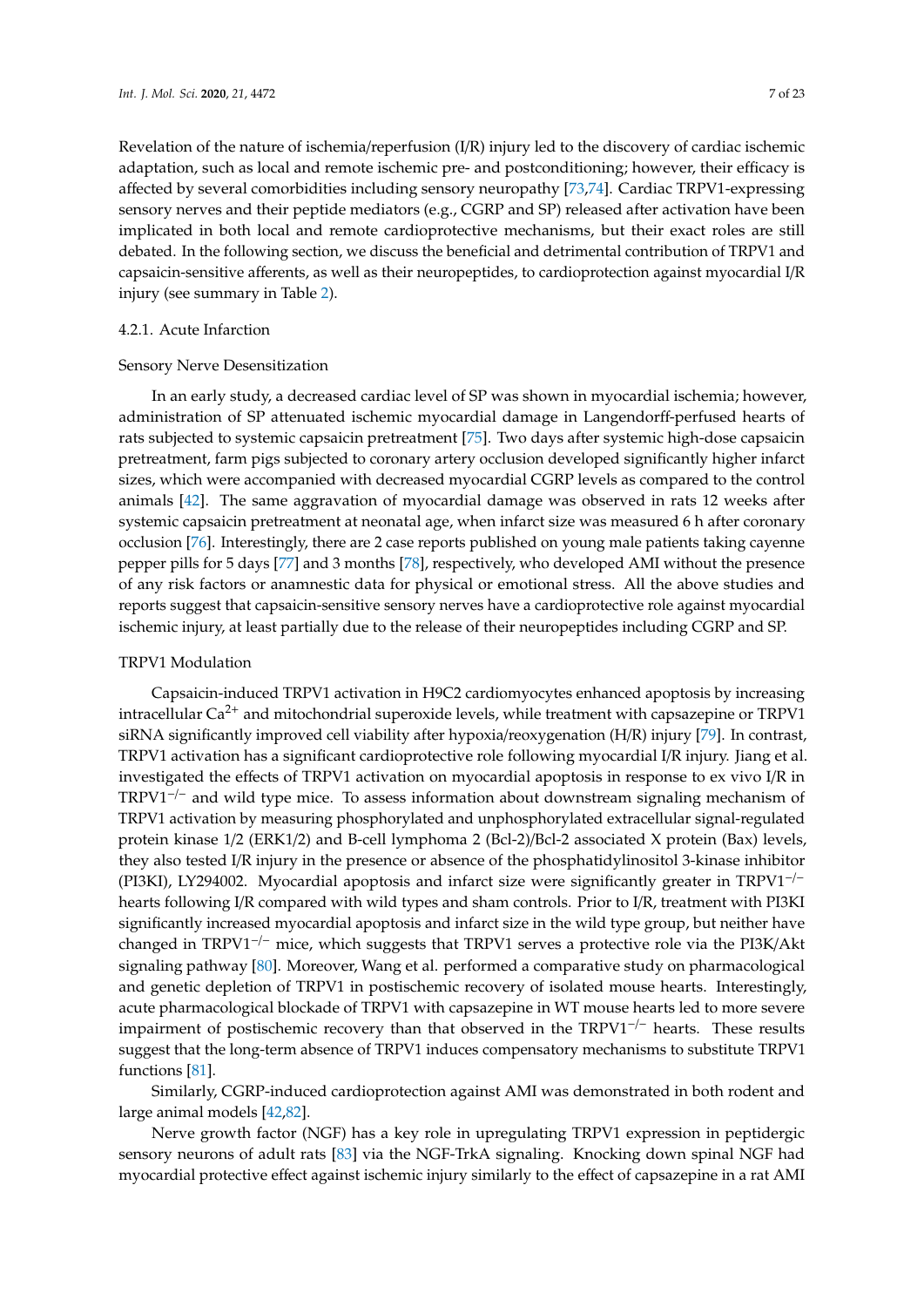Revelation of the nature of ischemia/reperfusion (I/R) injury led to the discovery of cardiac ischemic adaptation, such as local and remote ischemic pre- and postconditioning; however, their efficacy is affected by several comorbidities including sensory neuropathy [73,74]. Cardiac TRPV1-expressing sensory nerves and their peptide mediators (e.g., CGRP and SP) released after activation have been implicated in both local and remote cardioprotective mechanisms, but their exact roles are still debated. In the following section, we discuss the beneficial and detrimental contribution of TRPV1 and capsaicin-sensitive afferents, as well as their neuropeptides, to cardioprotection against myocardial I/R injury (see summary in Table 2).

#### 4.2.1. Acute Infarction

##### Sensory Nerve Desensitization

In an early study, a decreased cardiac level of SP was shown in myocardial ischemia; however, administration of SP attenuated ischemic myocardial damage in Langendorff-perfused hearts of rats subjected to systemic capsaicin pretreatment [75]. Two days after systemic high-dose capsaicin pretreatment, farm pigs subjected to coronary artery occlusion developed significantly higher infarct sizes, which were accompanied with decreased myocardial CGRP levels as compared to the control animals [42]. The same aggravation of myocardial damage was observed in rats 12 weeks after systemic capsaicin pretreatment at neonatal age, when infarct size was measured 6 h after coronary occlusion [76]. Interestingly, there are 2 case reports published on young male patients taking cayenne pepper pills for 5 days [77] and 3 months [78], respectively, who developed AMI without the presence of any risk factors or anamnestic data for physical or emotional stress. All the above studies and reports suggest that capsaicin-sensitive sensory nerves have a cardioprotective role against myocardial ischemic injury, at least partially due to the release of their neuropeptides including CGRP and SP.

##### TRPV1 Modulation

Capsaicin-induced TRPV1 activation in H9C2 cardiomyocytes enhanced apoptosis by increasing intracellular $Ca^{2+}$ and mitochondrial superoxide levels, while treatment with capsazepine or TRPV1 siRNA significantly improved cell viability after hypoxia/reoxygenation (H/R) injury [79]. In contrast, TRPV1 activation has a significant cardioprotective role following myocardial I/R injury. Jiang et al. investigated the effects of TRPV1 activation on myocardial apoptosis in response to ex vivo I/R in $TRPV1^{-/-}$ and wild type mice. To assess information about downstream signaling mechanism of TRPV1 activation by measuring phosphorylated and unphosphorylated extracellular signal-regulated protein kinase 1/2 (ERK1/2) and B-cell lymphoma 2 (Bcl-2)/Bcl-2 associated X protein (Bax) levels, they also tested I/R injury in the presence or absence of the phosphatidylinositol 3-kinase inhibitor (PI3KI), LY294002. Myocardial apoptosis and infarct size were significantly greater in $TRPV1^{-/-}$ hearts following I/R compared with wild types and sham controls. Prior to I/R, treatment with PI3KI significantly increased myocardial apoptosis and infarct size in the wild type group, but neither have changed in $TRPV1^{-/-}$ mice, which suggests that TRPV1 serves a protective role via the PI3K/Akt signaling pathway [80]. Moreover, Wang et al. performed a comparative study on pharmacological and genetic depletion of TRPV1 in postischemic recovery of isolated mouse hearts. Interestingly, acute pharmacological blockade of TRPV1 with capsazepine in WT mouse hearts led to more severe impairment of postischemic recovery than that observed in the $TRPV1^{-/-}$ hearts. These results suggest that the long-term absence of TRPV1 induces compensatory mechanisms to substitute TRPV1 functions [81].

Similarly, CGRP-induced cardioprotection against AMI was demonstrated in both rodent and large animal models [42,82].

Nerve growth factor (NGF) has a key role in upregulating TRPV1 expression in peptidergic sensory neurons of adult rats [83] via the NGF-TrkA signaling. Knocking down spinal NGF had myocardial protective effect against ischemic injury similarly to the effect of capsazepine in a rat AMI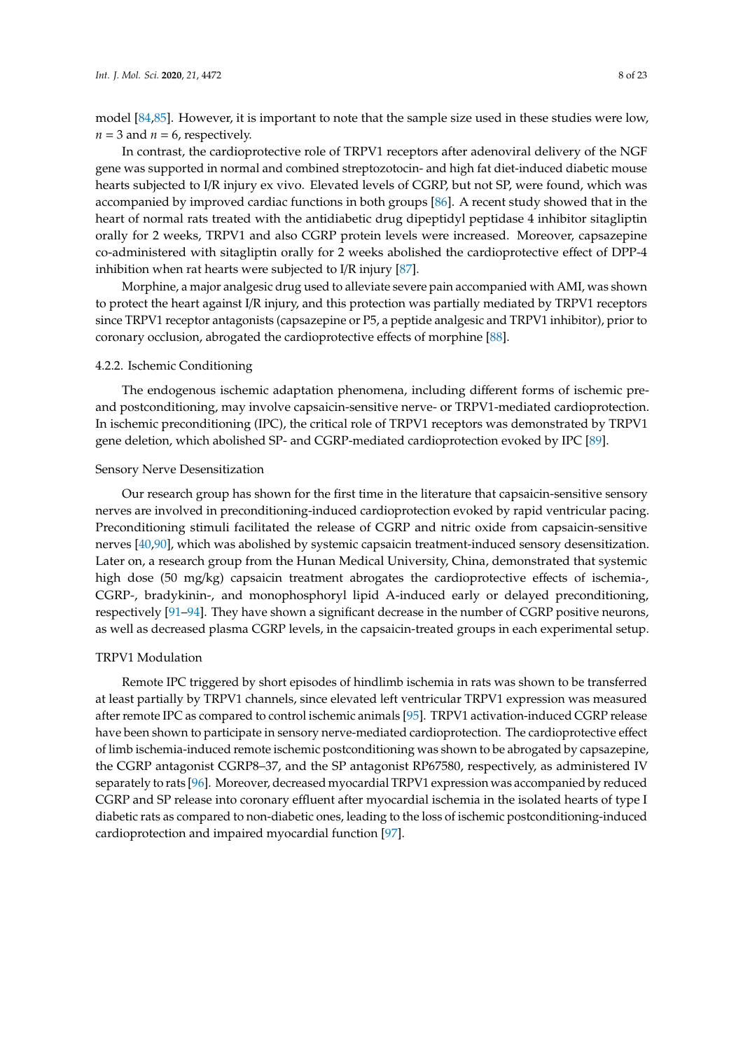model [84,85]. However, it is important to note that the sample size used in these studies were low, $n = 3$ and $n = 6$, respectively.

In contrast, the cardioprotective role of TRPV1 receptors after adenoviral delivery of the NGF gene was supported in normal and combined streptozotocin- and high fat diet-induced diabetic mouse hearts subjected to I/R injury ex vivo. Elevated levels of CGRP, but not SP, were found, which was accompanied by improved cardiac functions in both groups [86]. A recent study showed that in the heart of normal rats treated with the antidiabetic drug dipeptidyl peptidase 4 inhibitor sitagliptin orally for 2 weeks, TRPV1 and also CGRP protein levels were increased. Moreover, capsazepine co-administered with sitagliptin orally for 2 weeks abolished the cardioprotective effect of DPP-4 inhibition when rat hearts were subjected to I/R injury [87].

Morphine, a major analgesic drug used to alleviate severe pain accompanied with AMI, was shown to protect the heart against I/R injury, and this protection was partially mediated by TRPV1 receptors since TRPV1 receptor antagonists (capsazepine or P5, a peptide analgesic and TRPV1 inhibitor), prior to coronary occlusion, abrogated the cardioprotective effects of morphine [88].

#### 4.2.2. Ischemic Conditioning

The endogenous ischemic adaptation phenomena, including different forms of ischemic pre- and postconditioning, may involve capsaicin-sensitive nerve- or TRPV1-mediated cardioprotection. In ischemic preconditioning (IPC), the critical role of TRPV1 receptors was demonstrated by TRPV1 gene deletion, which abolished SP- and CGRP-mediated cardioprotection evoked by IPC [89].

##### Sensory Nerve Desensitization

Our research group has shown for the first time in the literature that capsaicin-sensitive sensory nerves are involved in preconditioning-induced cardioprotection evoked by rapid ventricular pacing. Preconditioning stimuli facilitated the release of CGRP and nitric oxide from capsaicin-sensitive nerves [40,90], which was abolished by systemic capsaicin treatment-induced sensory desensitization. Later on, a research group from the Hunan Medical University, China, demonstrated that systemic high dose (50 mg/kg) capsaicin treatment abrogates the cardioprotective effects of ischemia-, CGRP-, bradykinin-, and monophosphoryl lipid A-induced early or delayed preconditioning, respectively [91–94]. They have shown a significant decrease in the number of CGRP positive neurons, as well as decreased plasma CGRP levels, in the capsaicin-treated groups in each experimental setup.

##### TRPV1 Modulation

Remote IPC triggered by short episodes of hindlimb ischemia in rats was shown to be transferred at least partially by TRPV1 channels, since elevated left ventricular TRPV1 expression was measured after remote IPC as compared to control ischemic animals [95]. TRPV1 activation-induced CGRP release have been shown to participate in sensory nerve-mediated cardioprotection. The cardioprotective effect of limb ischemia-induced remote ischemic postconditioning was shown to be abrogated by capsazepine, the CGRP antagonist CGRP8–37, and the SP antagonist RP67580, respectively, as administered IV separately to rats [96]. Moreover, decreased myocardial TRPV1 expression was accompanied by reduced CGRP and SP release into coronary effluent after myocardial ischemia in the isolated hearts of type I diabetic rats as compared to non-diabetic ones, leading to the loss of ischemic postconditioning-induced cardioprotection and impaired myocardial function [97].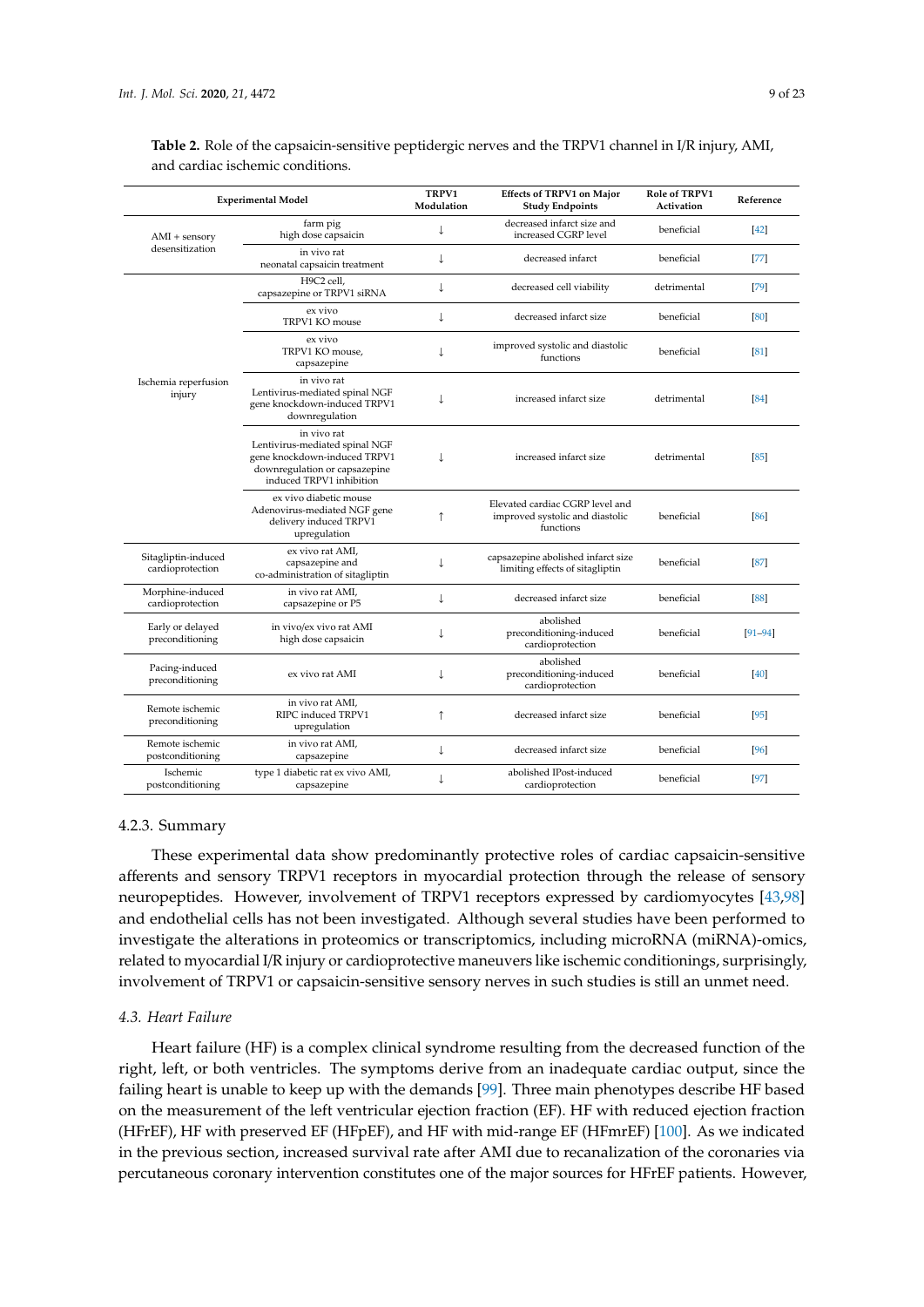**Table 2.** Role of the capsaicin-sensitive peptidergic nerves and the TRPV1 channel in I/R injury, AMI, and cardiac ischemic conditions.

| Experimental Model | | TRPV1 Modulation | Effects of TRPV1 on Major Study Endpoints | Role of TRPV1 Activation | Reference |
|---|---|---|---|---|---|
| AMI + sensory desensitization | farm pig high dose capsaicin | ↓ | decreased infarct size and increased CGRP level | beneficial | [42] |
| | in vivo rat neonatal capsaicin treatment | ↓ | decreased infarct | beneficial | [77] |
| Ischemia reperfusion injury | H9C2 cell, capsazepine or TRPV1 siRNA | ↓ | decreased cell viability | detrimental | [79] |
| | ex vivo TRPV1 KO mouse | ↓ | decreased infarct size | beneficial | [80] |
| | ex vivo TRPV1 KO mouse, capsazepine | ↓ | improved systolic and diastolic functions | beneficial | [81] |
| | in vivo rat Lentivirus-mediated spinal NGF gene knockdown-induced TRPV1 downregulation | ↓ | increased infarct size | detrimental | [84] |
| | in vivo rat Lentivirus-mediated spinal NGF gene knockdown-induced TRPV1 downregulation or capsazepine induced TRPV1 inhibition | ↓ | increased infarct size | detrimental | [85] |
| | ex vivo diabetic mouse Adenovirus-mediated NGF gene delivery induced TRPV1 upregulation | ↑ | Elevated cardiac CGRP level and improved systolic and diastolic functions | beneficial | [86] |
| Sitagliptin-induced cardioprotection | ex vivo rat AMI, capsazepine and co-administration of sitagliptin | ↓ | capsazepine abolished infarct size limiting effects of sitagliptin | beneficial | [87] |
| Morphine-induced cardioprotection | in vivo rat AMI, capsazepine or P5 | ↓ | decreased infarct size | beneficial | [88] |
| Early or delayed preconditioning | in vivo/ex vivo rat AMI high dose capsaicin | ↓ | abolished preconditioning-induced cardioprotection | beneficial | [91–94] |
| Pacing-induced preconditioning | ex vivo rat AMI | ↓ | abolished preconditioning-induced cardioprotection | beneficial | [40] |
| Remote ischemic preconditioning | in vivo rat AMI, RIPC induced TRPV1 upregulation | ↑ | decreased infarct size | beneficial | [95] |
| Remote ischemic postconditioning | in vivo rat AMI, capsazepine | ↓ | decreased infarct size | beneficial | [96] |
| Ischemic postconditioning | type 1 diabetic rat ex vivo AMI, capsazepine | ↓ | abolished IPost-induced cardioprotection | beneficial | [97] |

#### 4.2.3. Summary

These experimental data show predominantly protective roles of cardiac capsaicin-sensitive afferents and sensory TRPV1 receptors in myocardial protection through the release of sensory neuropeptides. However, involvement of TRPV1 receptors expressed by cardiomyocytes [43,98] and endothelial cells has not been investigated. Although several studies have been performed to investigate the alterations in proteomics or transcriptomics, including microRNA (miRNA)-omics, related to myocardial I/R injury or cardioprotective maneuvers like ischemic conditionings, surprisingly, involvement of TRPV1 or capsaicin-sensitive sensory nerves in such studies is still an unmet need.

### *4.3. Heart Failure*

Heart failure (HF) is a complex clinical syndrome resulting from the decreased function of the right, left, or both ventricles. The symptoms derive from an inadequate cardiac output, since the failing heart is unable to keep up with the demands [99]. Three main phenotypes describe HF based on the measurement of the left ventricular ejection fraction (EF). HF with reduced ejection fraction (HFrEF), HF with preserved EF (HFpEF), and HF with mid-range EF (HFmrEF) [100]. As we indicated in the previous section, increased survival rate after AMI due to recanalization of the coronaries via percutaneous coronary intervention constitutes one of the major sources for HFrEF patients. However,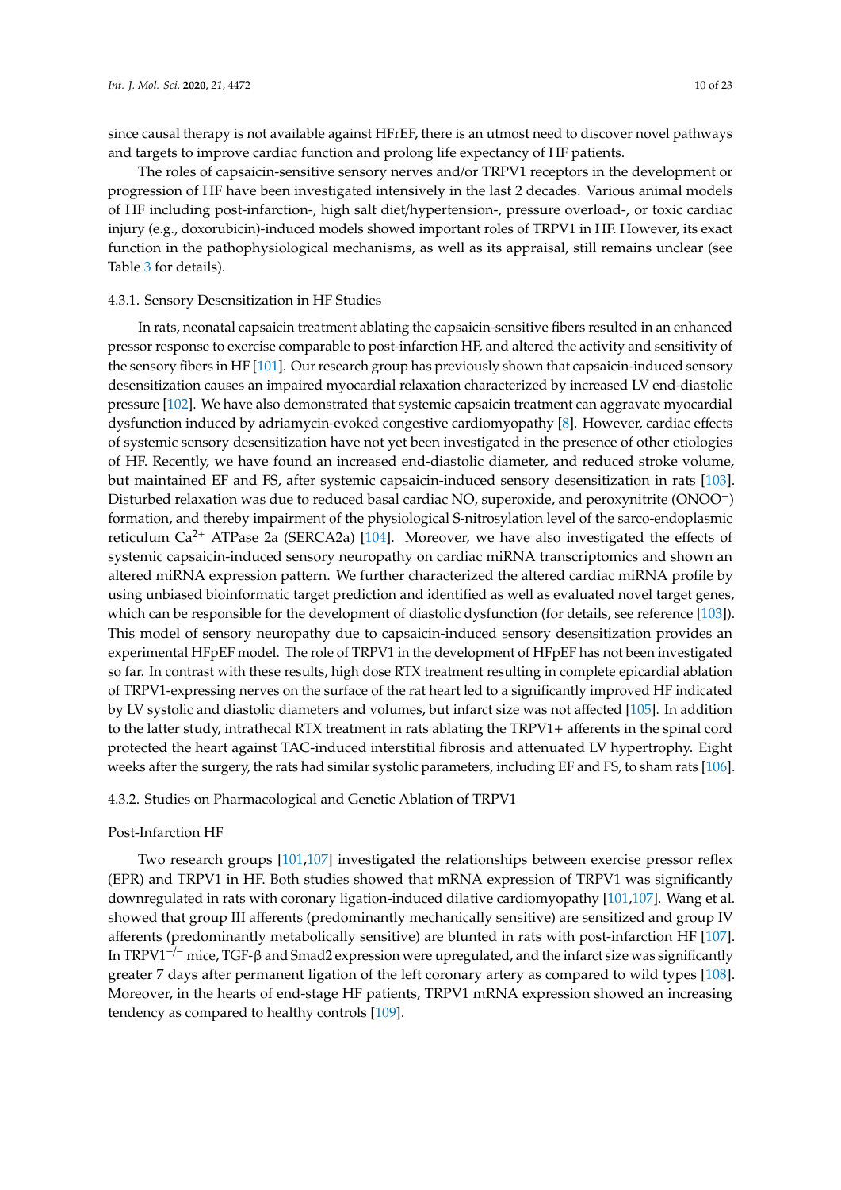since causal therapy is not available against HFrEF, there is an utmost need to discover novel pathways and targets to improve cardiac function and prolong life expectancy of HF patients.

The roles of capsaicin-sensitive sensory nerves and/or TRPV1 receptors in the development or progression of HF have been investigated intensively in the last 2 decades. Various animal models of HF including post-infarction-, high salt diet/hypertension-, pressure overload-, or toxic cardiac injury (e.g., doxorubicin)-induced models showed important roles of TRPV1 in HF. However, its exact function in the pathophysiological mechanisms, as well as its appraisal, still remains unclear (see Table 3 for details).

#### 4.3.1. Sensory Desensitization in HF Studies

In rats, neonatal capsaicin treatment ablating the capsaicin-sensitive fibers resulted in an enhanced pressor response to exercise comparable to post-infarction HF, and altered the activity and sensitivity of the sensory fibers in HF [101]. Our research group has previously shown that capsaicin-induced sensory desensitization causes an impaired myocardial relaxation characterized by increased LV end-diastolic pressure [102]. We have also demonstrated that systemic capsaicin treatment can aggravate myocardial dysfunction induced by adriamycin-evoked congestive cardiomyopathy [8]. However, cardiac effects of systemic sensory desensitization have not yet been investigated in the presence of other etiologies of HF. Recently, we have found an increased end-diastolic diameter, and reduced stroke volume, but maintained EF and FS, after systemic capsaicin-induced sensory desensitization in rats [103]. Disturbed relaxation was due to reduced basal cardiac NO, superoxide, and peroxynitrite ($ONOO^-$) formation, and thereby impairment of the physiological S-nitrosylation level of the sarco-endoplasmic reticulum $Ca^{2+}$ ATPase 2a (SERCA2a) [104]. Moreover, we have also investigated the effects of systemic capsaicin-induced sensory neuropathy on cardiac miRNA transcriptomics and shown an altered miRNA expression pattern. We further characterized the altered cardiac miRNA profile by using unbiased bioinformatic target prediction and identified as well as evaluated novel target genes, which can be responsible for the development of diastolic dysfunction (for details, see reference [103]). This model of sensory neuropathy due to capsaicin-induced sensory desensitization provides an experimental HFpEF model. The role of TRPV1 in the development of HFpEF has not been investigated so far. In contrast with these results, high dose RTX treatment resulting in complete epicardial ablation of TRPV1-expressing nerves on the surface of the rat heart led to a significantly improved HF indicated by LV systolic and diastolic diameters and volumes, but infarct size was not affected [105]. In addition to the latter study, intrathecal RTX treatment in rats ablating the TRPV1+ afferents in the spinal cord protected the heart against TAC-induced interstitial fibrosis and attenuated LV hypertrophy. Eight weeks after the surgery, the rats had similar systolic parameters, including EF and FS, to sham rats [106].

#### 4.3.2. Studies on Pharmacological and Genetic Ablation of TRPV1

##### Post-Infarction HF

Two research groups [101,107] investigated the relationships between exercise pressor reflex (EPR) and TRPV1 in HF. Both studies showed that mRNA expression of TRPV1 was significantly downregulated in rats with coronary ligation-induced dilative cardiomyopathy [101,107]. Wang et al. showed that group III afferents (predominantly mechanically sensitive) are sensitized and group IV afferents (predominantly metabolically sensitive) are blunted in rats with post-infarction HF [107]. In $TRPV1^{-/-}$ mice, TGF-β and Smad2 expression were upregulated, and the infarct size was significantly greater 7 days after permanent ligation of the left coronary artery as compared to wild types [108]. Moreover, in the hearts of end-stage HF patients, TRPV1 mRNA expression showed an increasing tendency as compared to healthy controls [109].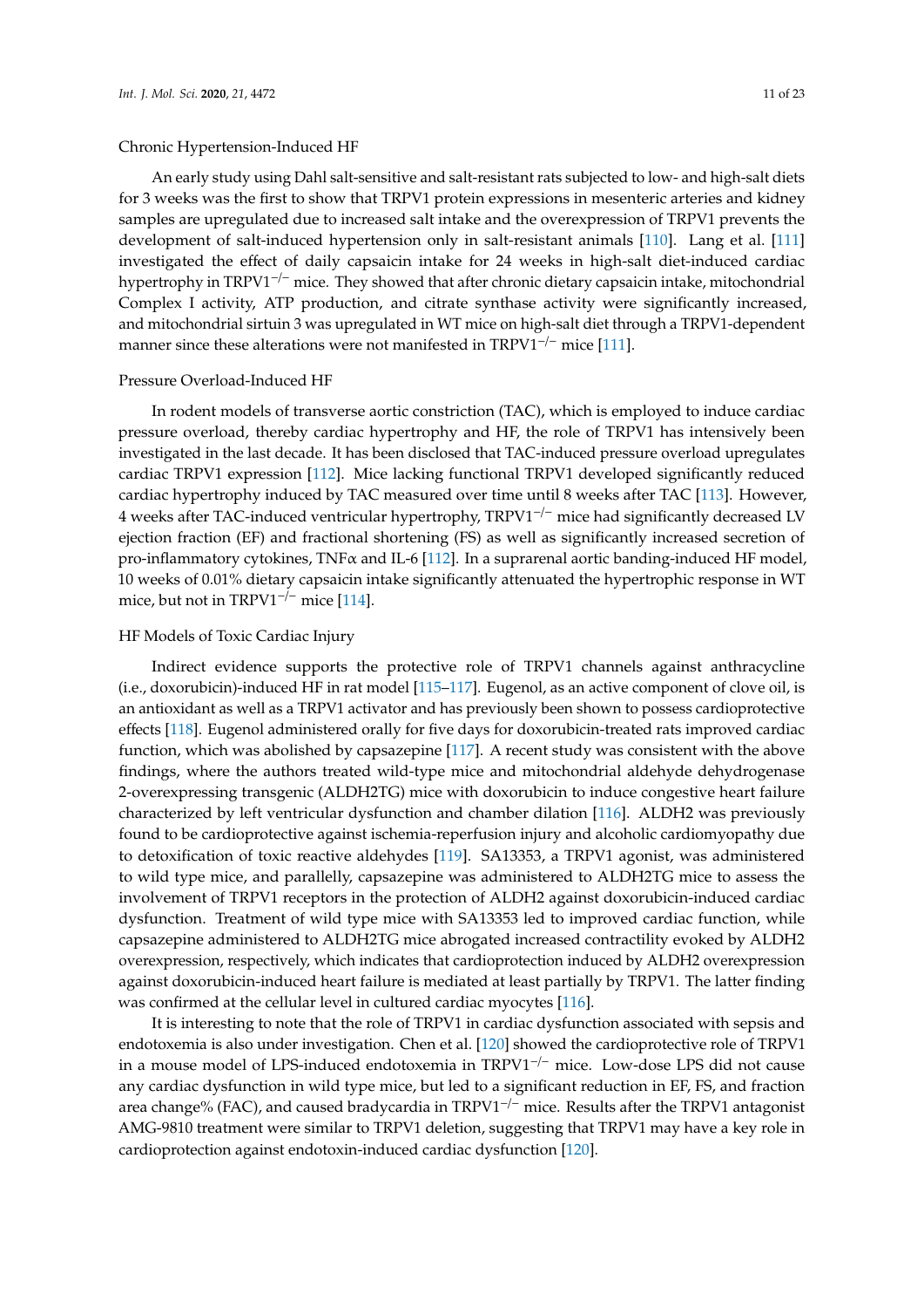Chronic Hypertension-Induced HF

An early study using Dahl salt-sensitive and salt-resistant rats subjected to low- and high-salt diets for 3 weeks was the first to show that TRPV1 protein expressions in mesenteric arteries and kidney samples are upregulated due to increased salt intake and the overexpression of TRPV1 prevents the development of salt-induced hypertension only in salt-resistant animals [110]. Lang et al. [111] investigated the effect of daily capsaicin intake for 24 weeks in high-salt diet-induced cardiac hypertrophy in TRPV1$^{-/-}$ mice. They showed that after chronic dietary capsaicin intake, mitochondrial Complex I activity, ATP production, and citrate synthase activity were significantly increased, and mitochondrial sirtuin 3 was upregulated in WT mice on high-salt diet through a TRPV1-dependent manner since these alterations were not manifested in TRPV1$^{-/-}$ mice [111].

Pressure Overload-Induced HF

In rodent models of transverse aortic constriction (TAC), which is employed to induce cardiac pressure overload, thereby cardiac hypertrophy and HF, the role of TRPV1 has intensively been investigated in the last decade. It has been disclosed that TAC-induced pressure overload upregulates cardiac TRPV1 expression [112]. Mice lacking functional TRPV1 developed significantly reduced cardiac hypertrophy induced by TAC measured over time until 8 weeks after TAC [113]. However, 4 weeks after TAC-induced ventricular hypertrophy, TRPV1$^{-/-}$ mice had significantly decreased LV ejection fraction (EF) and fractional shortening (FS) as well as significantly increased secretion of pro-inflammatory cytokines, TNFα and IL-6 [112]. In a suprarenal aortic banding-induced HF model, 10 weeks of 0.01% dietary capsaicin intake significantly attenuated the hypertrophic response in WT mice, but not in TRPV1$^{-/-}$ mice [114].

HF Models of Toxic Cardiac Injury

Indirect evidence supports the protective role of TRPV1 channels against anthracycline (i.e., doxorubicin)-induced HF in rat model [115–117]. Eugenol, as an active component of clove oil, is an antioxidant as well as a TRPV1 activator and has previously been shown to possess cardioprotective effects [118]. Eugenol administered orally for five days for doxorubicin-treated rats improved cardiac function, which was abolished by capsazepine [117]. A recent study was consistent with the above findings, where the authors treated wild-type mice and mitochondrial aldehyde dehydrogenase 2-overexpressing transgenic (ALDH2TG) mice with doxorubicin to induce congestive heart failure characterized by left ventricular dysfunction and chamber dilation [116]. ALDH2 was previously found to be cardioprotective against ischemia-reperfusion injury and alcoholic cardiomyopathy due to detoxification of toxic reactive aldehydes [119]. SA13353, a TRPV1 agonist, was administered to wild type mice, and parallelly, capsazepine was administered to ALDH2TG mice to assess the involvement of TRPV1 receptors in the protection of ALDH2 against doxorubicin-induced cardiac dysfunction. Treatment of wild type mice with SA13353 led to improved cardiac function, while capsazepine administered to ALDH2TG mice abrogated increased contractility evoked by ALDH2 overexpression, respectively, which indicates that cardioprotection induced by ALDH2 overexpression against doxorubicin-induced heart failure is mediated at least partially by TRPV1. The latter finding was confirmed at the cellular level in cultured cardiac myocytes [116].

It is interesting to note that the role of TRPV1 in cardiac dysfunction associated with sepsis and endotoxemia is also under investigation. Chen et al. [120] showed the cardioprotective role of TRPV1 in a mouse model of LPS-induced endotoxemia in TRPV1$^{-/-}$ mice. Low-dose LPS did not cause any cardiac dysfunction in wild type mice, but led to a significant reduction in EF, FS, and fraction area change% (FAC), and caused bradycardia in TRPV1$^{-/-}$ mice. Results after the TRPV1 antagonist AMG-9810 treatment were similar to TRPV1 deletion, suggesting that TRPV1 may have a key role in cardioprotection against endotoxin-induced cardiac dysfunction [120].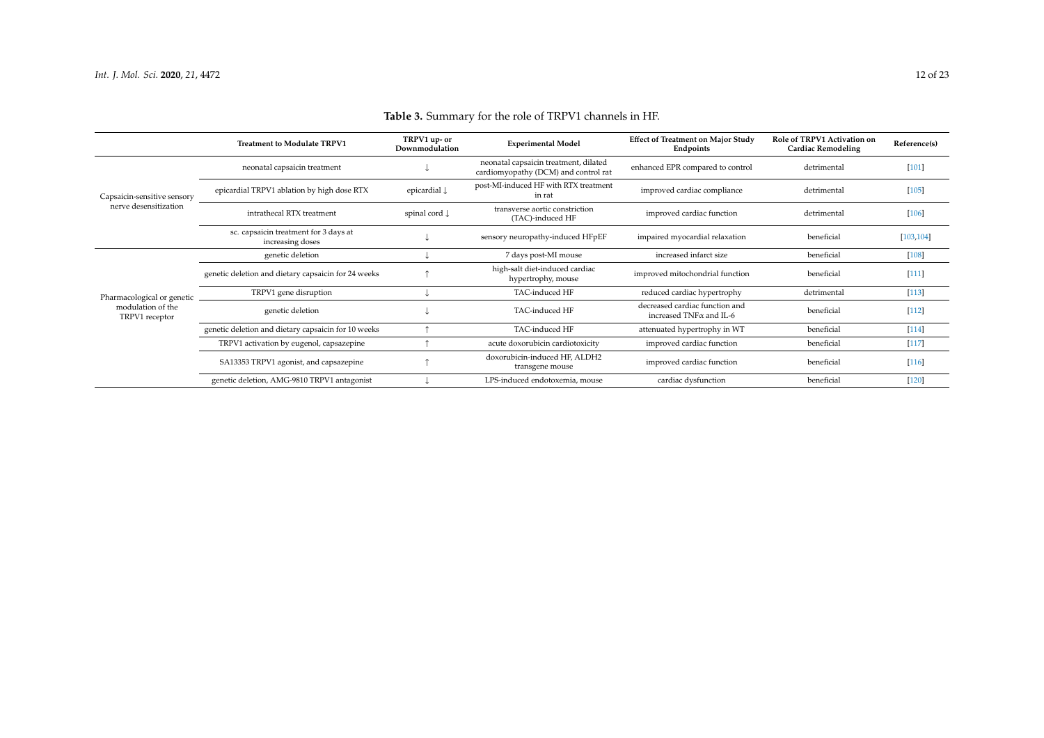**Table 3.** Summary for the role of TRPV1 channels in HF.

| | Treatment to Modulate TRPV1 | TRPV1 up- or Downmodulation | Experimental Model | Effect of Treatment on Major Study Endpoints | Role of TRPV1 Activation on Cardiac Remodeling | Reference(s) |
|---|---|---|---|---|---|---|
| Capsaicin-sensitive sensory nerve desensitization | neonatal capsaicin treatment | ↓ | neonatal capsaicin treatment, dilated cardiomyopathy (DCM) and control rat | enhanced EPR compared to control | detrimental | [101] |
| | epicardial TRPV1 ablation by high dose RTX | epicardial ↓ | post-MI-induced HF with RTX treatment in rat | improved cardiac compliance | detrimental | [105] |
| | intrathecal RTX treatment | spinal cord ↓ | transverse aortic constriction (TAC)-induced HF | improved cardiac function | detrimental | [106] |
| | sc. capsaicin treatment for 3 days at increasing doses | ↓ | sensory neuropathy-induced HFpEF | impaired myocardial relaxation | beneficial | [103,104] |
| Pharmacological or genetic modulation of the TRPV1 receptor | genetic deletion | ↓ | 7 days post-MI mouse | increased infarct size | beneficial | [108] |
| | genetic deletion and dietary capsaicin for 24 weeks | ↑ | high-salt diet-induced cardiac hypertrophy, mouse | improved mitochondrial function | beneficial | [111] |
| | TRPV1 gene disruption | ↓ | TAC-induced HF | reduced cardiac hypertrophy | detrimental | [113] |
| | genetic deletion | ↓ | TAC-induced HF | decreased cardiac function and increased TNF$\alpha$ and IL-6 | beneficial | [112] |
| | genetic deletion and dietary capsaicin for 10 weeks | ↑ | TAC-induced HF | attenuated hypertrophy in WT | beneficial | [114] |
| | TRPV1 activation by eugenol, capsazepine | ↑ | acute doxorubicin cardiotoxicity | improved cardiac function | beneficial | [117] |
| | SA13353 TRPV1 agonist, and capsazepine | ↑ | doxorubicin-induced HF, ALDH2 transgene mouse | improved cardiac function | beneficial | [116] |
| | genetic deletion, AMG-9810 TRPV1 antagonist | ↓ | LPS-induced endotoxemia, mouse | cardiac dysfunction | beneficial | [120] |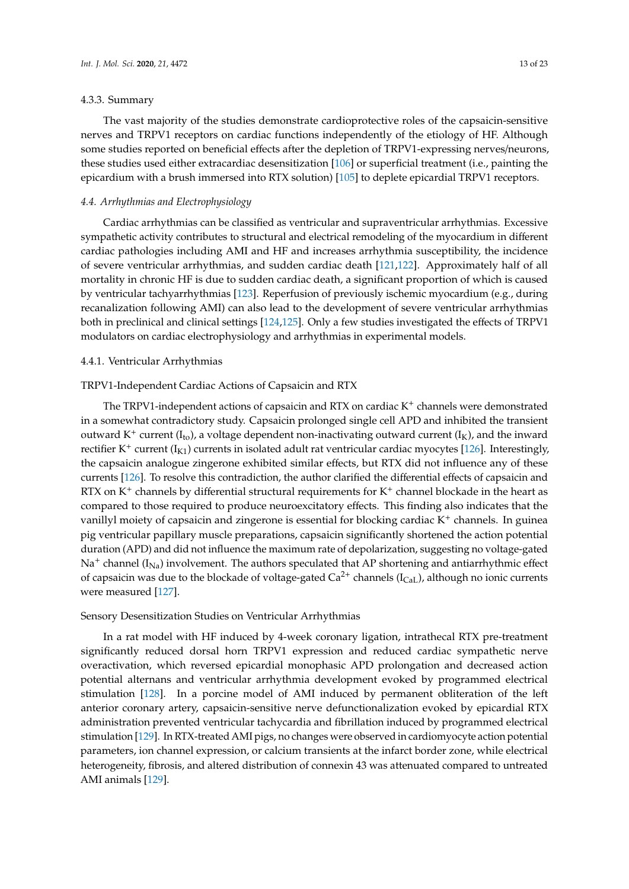#### 4.3.3. Summary

The vast majority of the studies demonstrate cardioprotective roles of the capsaicin-sensitive nerves and TRPV1 receptors on cardiac functions independently of the etiology of HF. Although some studies reported on beneficial effects after the depletion of TRPV1-expressing nerves/neurons, these studies used either extracardiac desensitization [106] or superficial treatment (i.e., painting the epicardium with a brush immersed into RTX solution) [105] to deplete epicardial TRPV1 receptors.

### *4.4. Arrhythmias and Electrophysiology*

Cardiac arrhythmias can be classified as ventricular and supraventricular arrhythmias. Excessive sympathetic activity contributes to structural and electrical remodeling of the myocardium in different cardiac pathologies including AMI and HF and increases arrhythmia susceptibility, the incidence of severe ventricular arrhythmias, and sudden cardiac death [121,122]. Approximately half of all mortality in chronic HF is due to sudden cardiac death, a significant proportion of which is caused by ventricular tachyarrhythmias [123]. Reperfusion of previously ischemic myocardium (e.g., during recanalization following AMI) can also lead to the development of severe ventricular arrhythmias both in preclinical and clinical settings [124,125]. Only a few studies investigated the effects of TRPV1 modulators on cardiac electrophysiology and arrhythmias in experimental models.

#### 4.4.1. Ventricular Arrhythmias

TRPV1-Independent Cardiac Actions of Capsaicin and RTX

The TRPV1-independent actions of capsaicin and RTX on cardiac $K^+$ channels were demonstrated in a somewhat contradictory study. Capsaicin prolonged single cell APD and inhibited the transient outward $K^+$ current ($I_{to}$), a voltage dependent non-inactivating outward current ($I_K$), and the inward rectifier $K^+$ current ($I_{K1}$) currents in isolated adult rat ventricular cardiac myocytes [126]. Interestingly, the capsaicin analogue zingerone exhibited similar effects, but RTX did not influence any of these currents [126]. To resolve this contradiction, the author clarified the differential effects of capsaicin and RTX on $K^+$ channels by differential structural requirements for $K^+$ channel blockade in the heart as compared to those required to produce neuroexcitatory effects. This finding also indicates that the vanillyl moiety of capsaicin and zingerone is essential for blocking cardiac $K^+$ channels. In guinea pig ventricular papillary muscle preparations, capsaicin significantly shortened the action potential duration (APD) and did not influence the maximum rate of depolarization, suggesting no voltage-gated $Na^+$ channel ($I_{Na}$) involvement. The authors speculated that AP shortening and antiarrhythmic effect of capsaicin was due to the blockade of voltage-gated $Ca^{2+}$ channels ($I_{CaL}$), although no ionic currents were measured [127].

Sensory Desensitization Studies on Ventricular Arrhythmias

In a rat model with HF induced by 4-week coronary ligation, intrathecal RTX pre-treatment significantly reduced dorsal horn TRPV1 expression and reduced cardiac sympathetic nerve overactivation, which reversed epicardial monophasic APD prolongation and decreased action potential alternans and ventricular arrhythmia development evoked by programmed electrical stimulation [128]. In a porcine model of AMI induced by permanent obliteration of the left anterior coronary artery, capsaicin-sensitive nerve defunctionalization evoked by epicardial RTX administration prevented ventricular tachycardia and fibrillation induced by programmed electrical stimulation [129]. In RTX-treated AMI pigs, no changes were observed in cardiomyocyte action potential parameters, ion channel expression, or calcium transients at the infarct border zone, while electrical heterogeneity, fibrosis, and altered distribution of connexin 43 was attenuated compared to untreated AMI animals [129].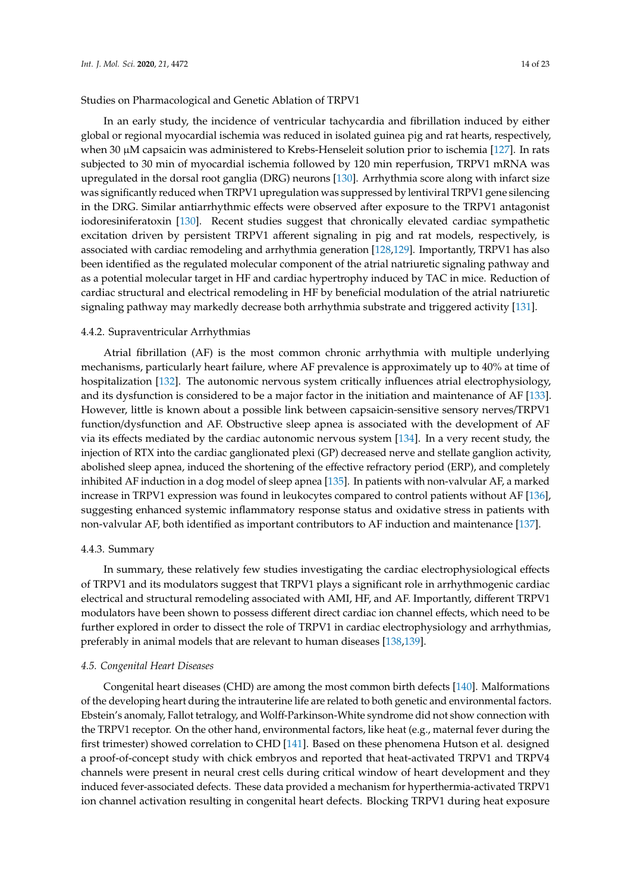Studies on Pharmacological and Genetic Ablation of TRPV1

In an early study, the incidence of ventricular tachycardia and fibrillation induced by either global or regional myocardial ischemia was reduced in isolated guinea pig and rat hearts, respectively, when 30 μM capsaicin was administered to Krebs-Henseleit solution prior to ischemia [127]. In rats subjected to 30 min of myocardial ischemia followed by 120 min reperfusion, TRPV1 mRNA was upregulated in the dorsal root ganglia (DRG) neurons [130]. Arrhythmia score along with infarct size was significantly reduced when TRPV1 upregulation was suppressed by lentiviral TRPV1 gene silencing in the DRG. Similar antiarrhythmic effects were observed after exposure to the TRPV1 antagonist iodoresiniferatoxin [130]. Recent studies suggest that chronically elevated cardiac sympathetic excitation driven by persistent TRPV1 afferent signaling in pig and rat models, respectively, is associated with cardiac remodeling and arrhythmia generation [128,129]. Importantly, TRPV1 has also been identified as the regulated molecular component of the atrial natriuretic signaling pathway and as a potential molecular target in HF and cardiac hypertrophy induced by TAC in mice. Reduction of cardiac structural and electrical remodeling in HF by beneficial modulation of the atrial natriuretic signaling pathway may markedly decrease both arrhythmia substrate and triggered activity [131].

#### 4.4.2. Supraventricular Arrhythmias

Atrial fibrillation (AF) is the most common chronic arrhythmia with multiple underlying mechanisms, particularly heart failure, where AF prevalence is approximately up to 40% at time of hospitalization [132]. The autonomic nervous system critically influences atrial electrophysiology, and its dysfunction is considered to be a major factor in the initiation and maintenance of AF [133]. However, little is known about a possible link between capsaicin-sensitive sensory nerves/TRPV1 function/dysfunction and AF. Obstructive sleep apnea is associated with the development of AF via its effects mediated by the cardiac autonomic nervous system [134]. In a very recent study, the injection of RTX into the cardiac ganglionated plexi (GP) decreased nerve and stellate ganglion activity, abolished sleep apnea, induced the shortening of the effective refractory period (ERP), and completely inhibited AF induction in a dog model of sleep apnea [135]. In patients with non-valvular AF, a marked increase in TRPV1 expression was found in leukocytes compared to control patients without AF [136], suggesting enhanced systemic inflammatory response status and oxidative stress in patients with non-valvular AF, both identified as important contributors to AF induction and maintenance [137].

#### 4.4.3. Summary

In summary, these relatively few studies investigating the cardiac electrophysiological effects of TRPV1 and its modulators suggest that TRPV1 plays a significant role in arrhythmogenic cardiac electrical and structural remodeling associated with AMI, HF, and AF. Importantly, different TRPV1 modulators have been shown to possess different direct cardiac ion channel effects, which need to be further explored in order to dissect the role of TRPV1 in cardiac electrophysiology and arrhythmias, preferably in animal models that are relevant to human diseases [138,139].

### *4.5. Congenital Heart Diseases*

Congenital heart diseases (CHD) are among the most common birth defects [140]. Malformations of the developing heart during the intrauterine life are related to both genetic and environmental factors. Ebstein's anomaly, Fallot tetralogy, and Wolff-Parkinson-White syndrome did not show connection with the TRPV1 receptor. On the other hand, environmental factors, like heat (e.g., maternal fever during the first trimester) showed correlation to CHD [141]. Based on these phenomena Hutson et al. designed a proof-of-concept study with chick embryos and reported that heat-activated TRPV1 and TRPV4 channels were present in neural crest cells during critical window of heart development and they induced fever-associated defects. These data provided a mechanism for hyperthermia-activated TRPV1 ion channel activation resulting in congenital heart defects. Blocking TRPV1 during heat exposure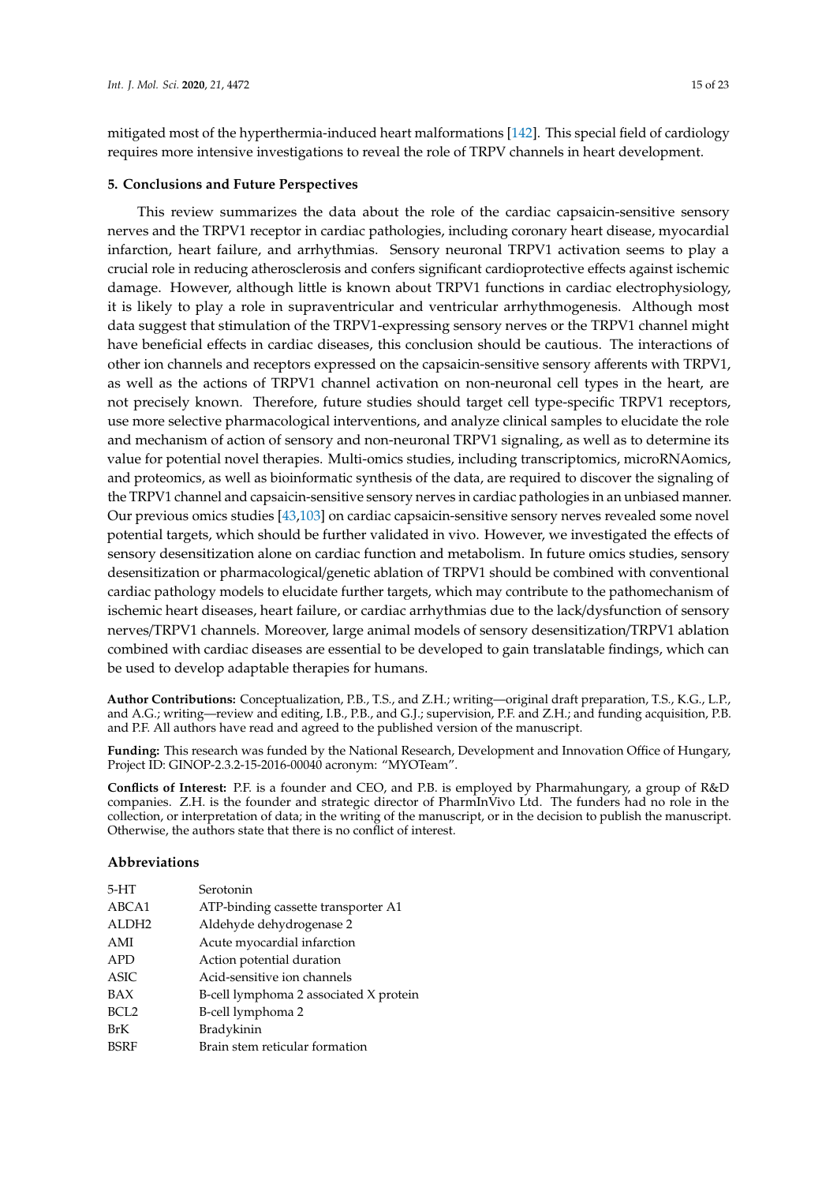mitigated most of the hyperthermia-induced heart malformations [142]. This special field of cardiology requires more intensive investigations to reveal the role of TRPV channels in heart development.

## 5. Conclusions and Future Perspectives

This review summarizes the data about the role of the cardiac capsaicin-sensitive sensory nerves and the TRPV1 receptor in cardiac pathologies, including coronary heart disease, myocardial infarction, heart failure, and arrhythmias. Sensory neuronal TRPV1 activation seems to play a crucial role in reducing atherosclerosis and confers significant cardioprotective effects against ischemic damage. However, although little is known about TRPV1 functions in cardiac electrophysiology, it is likely to play a role in supraventricular and ventricular arrhythmogenesis. Although most data suggest that stimulation of the TRPV1-expressing sensory nerves or the TRPV1 channel might have beneficial effects in cardiac diseases, this conclusion should be cautious. The interactions of other ion channels and receptors expressed on the capsaicin-sensitive sensory afferents with TRPV1, as well as the actions of TRPV1 channel activation on non-neuronal cell types in the heart, are not precisely known. Therefore, future studies should target cell type-specific TRPV1 receptors, use more selective pharmacological interventions, and analyze clinical samples to elucidate the role and mechanism of action of sensory and non-neuronal TRPV1 signaling, as well as to determine its value for potential novel therapies. Multi-omics studies, including transcriptomics, microRNAomics, and proteomics, as well as bioinformatic synthesis of the data, are required to discover the signaling of the TRPV1 channel and capsaicin-sensitive sensory nerves in cardiac pathologies in an unbiased manner. Our previous omics studies [43,103] on cardiac capsaicin-sensitive sensory nerves revealed some novel potential targets, which should be further validated in vivo. However, we investigated the effects of sensory desensitization alone on cardiac function and metabolism. In future omics studies, sensory desensitization or pharmacological/genetic ablation of TRPV1 should be combined with conventional cardiac pathology models to elucidate further targets, which may contribute to the pathomechanism of ischemic heart diseases, heart failure, or cardiac arrhythmias due to the lack/dysfunction of sensory nerves/TRPV1 channels. Moreover, large animal models of sensory desensitization/TRPV1 ablation combined with cardiac diseases are essential to be developed to gain translatable findings, which can be used to develop adaptable therapies for humans.

**Author Contributions:** Conceptualization, P.B., T.S., and Z.H.; writing—original draft preparation, T.S., K.G., L.P., and A.G.; writing—review and editing, I.B., P.B., and G.J.; supervision, P.F. and Z.H.; and funding acquisition, P.B. and P.F. All authors have read and agreed to the published version of the manuscript.

**Funding:** This research was funded by the National Research, Development and Innovation Office of Hungary, Project ID: GINOP-2.3.2-15-2016-00040 acronym: "MYOTeam".

**Conflicts of Interest:** P.F. is a founder and CEO, and P.B. is employed by Pharmahungary, a group of R&D companies. Z.H. is the founder and strategic director of PharmInVivo Ltd. The funders had no role in the collection, or interpretation of data; in the writing of the manuscript, or in the decision to publish the manuscript. Otherwise, the authors state that there is no conflict of interest.

## Abbreviations

| | |
|---|---|
| 5-HT | Serotonin |
| ABCA1 | ATP-binding cassette transporter A1 |
| ALDH2 | Aldehyde dehydrogenase 2 |
| AMI | Acute myocardial infarction |
| APD | Action potential duration |
| ASIC | Acid-sensitive ion channels |
| BAX | B-cell lymphoma 2 associated X protein |
| BCL2 | B-cell lymphoma 2 |
| BrK | Bradykinin |
| BSRF | Brain stem reticular formation |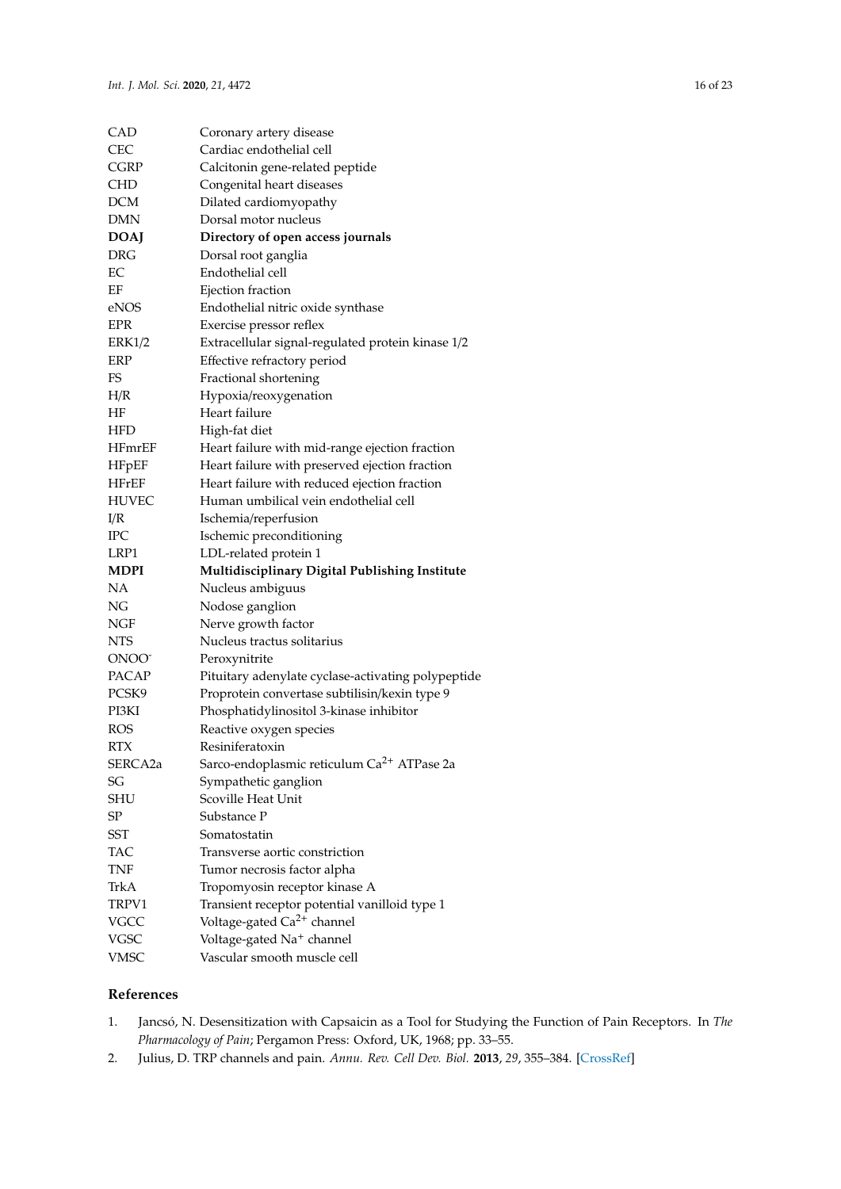| | |
|---|---|
| CAD | Coronary artery disease |
| CEC | Cardiac endothelial cell |
| CGRP | Calcitonin gene-related peptide |
| CHD | Congenital heart diseases |
| DCM | Dilated cardiomyopathy |
| DMN | Dorsal motor nucleus |
| **DOAJ** | **Directory of open access journals** |
| DRG | Dorsal root ganglia |
| EC | Endothelial cell |
| EF | Ejection fraction |
| eNOS | Endothelial nitric oxide synthase |
| EPR | Exercise pressor reflex |
| ERK1/2 | Extracellular signal-regulated protein kinase 1/2 |
| ERP | Effective refractory period |
| FS | Fractional shortening |
| H/R | Hypoxia/reoxygenation |
| HF | Heart failure |
| HFD | High-fat diet |
| HFmrEF | Heart failure with mid-range ejection fraction |
| HFpEF | Heart failure with preserved ejection fraction |
| HFrEF | Heart failure with reduced ejection fraction |
| HUVEC | Human umbilical vein endothelial cell |
| I/R | Ischemia/reperfusion |
| IPC | Ischemic preconditioning |
| LRP1 | LDL-related protein 1 |
| **MDPI** | **Multidisciplinary Digital Publishing Institute** |
| NA | Nucleus ambiguus |
| NG | Nodose ganglion |
| NGF | Nerve growth factor |
| NTS | Nucleus tractus solitarius |
| $ONOO^-$ | Peroxynitrite |
| PACAP | Pituitary adenylate cyclase-activating polypeptide |
| PCSK9 | Proprotein convertase subtilisin/kexin type 9 |
| PI3KI | Phosphatidylinositol 3-kinase inhibitor |
| ROS | Reactive oxygen species |
| RTX | Resiniferatoxin |
| SERCA2a | Sarco-endoplasmic reticulum $Ca^{2+}$ ATPase 2a |
| SG | Sympathetic ganglion |
| SHU | Scoville Heat Unit |
| SP | Substance P |
| SST | Somatostatin |
| TAC | Transverse aortic constriction |
| TNF | Tumor necrosis factor alpha |
| TrkA | Tropomyosin receptor kinase A |
| TRPV1 | Transient receptor potential vanilloid type 1 |
| VGCC | Voltage-gated $Ca^{2+}$ channel |
| VGSC | Voltage-gated $Na^+$ channel |
| VMSC | Vascular smooth muscle cell |

## References

1. Jancsó, N. Desensitization with Capsaicin as a Tool for Studying the Function of Pain Receptors. In *The Pharmacology of Pain*; Pergamon Press: Oxford, UK, 1968; pp. 33–55.
2. Julius, D. TRP channels and pain. *Annu. Rev. Cell Dev. Biol.* **2013**, *29*, 355–384. [CrossRef]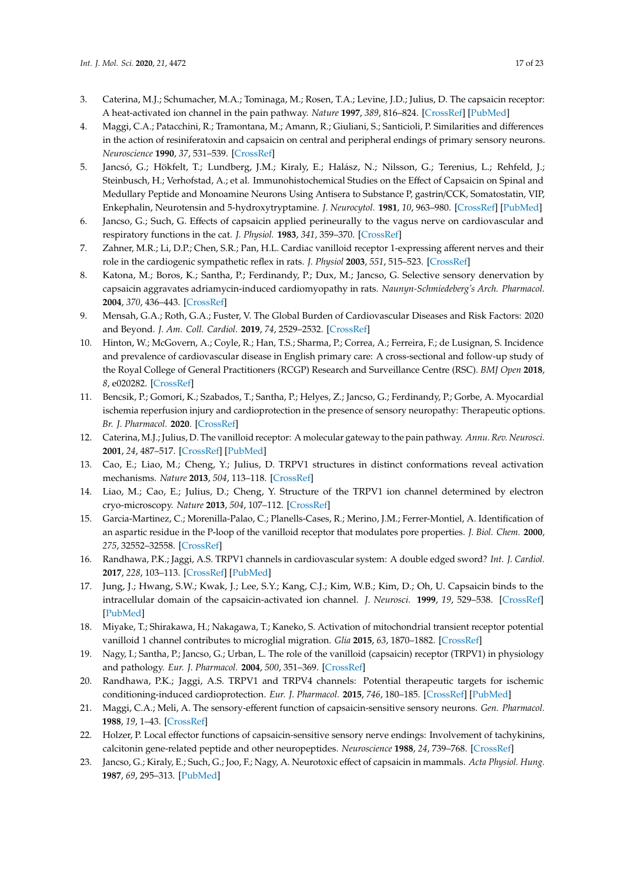3. Caterina, M.J.; Schumacher, M.A.; Tominaga, M.; Rosen, T.A.; Levine, J.D.; Julius, D. The capsaicin receptor: A heat-activated ion channel in the pain pathway. *Nature* **1997**, *389*, 816–824. [CrossRef] [PubMed]
4. Maggi, C.A.; Patacchini, R.; Tramontana, M.; Amann, R.; Giuliani, S.; Santicioli, P. Similarities and differences in the action of resiniferatoxin and capsaicin on central and peripheral endings of primary sensory neurons. *Neuroscience* **1990**, *37*, 531–539. [CrossRef]
5. Jancsó, G.; Hökfelt, T.; Lundberg, J.M.; Kiraly, E.; Halász, N.; Nilsson, G.; Terenius, L.; Rehfeld, J.; Steinbusch, H.; Verhofstad, A.; et al. Immunohistochemical Studies on the Effect of Capsaicin on Spinal and Medullary Peptide and Monoamine Neurons Using Antisera to Substance P, gastrin/CCK, Somatostatin, VIP, Enkephalin, Neurotensin and 5-hydroxytryptamine. *J. Neurocytol.* **1981**, *10*, 963–980. [CrossRef] [PubMed]
6. Jancso, G.; Such, G. Effects of capsaicin applied perineurally to the vagus nerve on cardiovascular and respiratory functions in the cat. *J. Physiol.* **1983**, *341*, 359–370. [CrossRef]
7. Zahner, M.R.; Li, D.P.; Chen, S.R.; Pan, H.L. Cardiac vanilloid receptor 1-expressing afferent nerves and their role in the cardiogenic sympathetic reflex in rats. *J. Physiol* **2003**, *551*, 515–523. [CrossRef]
8. Katona, M.; Boros, K.; Santha, P.; Ferdinandy, P.; Dux, M.; Jancso, G. Selective sensory denervation by capsaicin aggravates adriamycin-induced cardiomyopathy in rats. *Naunyn-Schmiedeberg's Arch. Pharmacol.* **2004**, *370*, 436–443. [CrossRef]
9. Mensah, G.A.; Roth, G.A.; Fuster, V. The Global Burden of Cardiovascular Diseases and Risk Factors: 2020 and Beyond. *J. Am. Coll. Cardiol.* **2019**, *74*, 2529–2532. [CrossRef]
10. Hinton, W.; McGovern, A.; Coyle, R.; Han, T.S.; Sharma, P.; Correa, A.; Ferreira, F.; de Lusignan, S. Incidence and prevalence of cardiovascular disease in English primary care: A cross-sectional and follow-up study of the Royal College of General Practitioners (RCGP) Research and Surveillance Centre (RSC). *BMJ Open* **2018**, *8*, e020282. [CrossRef]
11. Bencsik, P.; Gomori, K.; Szabados, T.; Santha, P.; Helyes, Z.; Jancso, G.; Ferdinandy, P.; Gorbe, A. Myocardial ischemia reperfusion injury and cardioprotection in the presence of sensory neuropathy: Therapeutic options. *Br. J. Pharmacol.* **2020**. [CrossRef]
12. Caterina, M.J.; Julius, D. The vanilloid receptor: A molecular gateway to the pain pathway. *Annu. Rev. Neurosci.* **2001**, *24*, 487–517. [CrossRef] [PubMed]
13. Cao, E.; Liao, M.; Cheng, Y.; Julius, D. TRPV1 structures in distinct conformations reveal activation mechanisms. *Nature* **2013**, *504*, 113–118. [CrossRef]
14. Liao, M.; Cao, E.; Julius, D.; Cheng, Y. Structure of the TRPV1 ion channel determined by electron cryo-microscopy. *Nature* **2013**, *504*, 107–112. [CrossRef]
15. Garcia-Martinez, C.; Morenilla-Palao, C.; Planells-Cases, R.; Merino, J.M.; Ferrer-Montiel, A. Identification of an aspartic residue in the P-loop of the vanilloid receptor that modulates pore properties. *J. Biol. Chem.* **2000**, *275*, 32552–32558. [CrossRef]
16. Randhawa, P.K.; Jaggi, A.S. TRPV1 channels in cardiovascular system: A double edged sword? *Int. J. Cardiol.* **2017**, *228*, 103–113. [CrossRef] [PubMed]
17. Jung, J.; Hwang, S.W.; Kwak, J.; Lee, S.Y.; Kang, C.J.; Kim, W.B.; Kim, D.; Oh, U. Capsaicin binds to the intracellular domain of the capsaicin-activated ion channel. *J. Neurosci.* **1999**, *19*, 529–538. [CrossRef] [PubMed]
18. Miyake, T.; Shirakawa, H.; Nakagawa, T.; Kaneko, S. Activation of mitochondrial transient receptor potential vanilloid 1 channel contributes to microglial migration. *Glia* **2015**, *63*, 1870–1882. [CrossRef]
19. Nagy, I.; Santha, P.; Jancso, G.; Urban, L. The role of the vanilloid (capsaicin) receptor (TRPV1) in physiology and pathology. *Eur. J. Pharmacol.* **2004**, *500*, 351–369. [CrossRef]
20. Randhawa, P.K.; Jaggi, A.S. TRPV1 and TRPV4 channels: Potential therapeutic targets for ischemic conditioning-induced cardioprotection. *Eur. J. Pharmacol.* **2015**, *746*, 180–185. [CrossRef] [PubMed]
21. Maggi, C.A.; Meli, A. The sensory-efferent function of capsaicin-sensitive sensory neurons. *Gen. Pharmacol.* **1988**, *19*, 1–43. [CrossRef]
22. Holzer, P. Local effector functions of capsaicin-sensitive sensory nerve endings: Involvement of tachykinins, calcitonin gene-related peptide and other neuropeptides. *Neuroscience* **1988**, *24*, 739–768. [CrossRef]
23. Jancso, G.; Kiraly, E.; Such, G.; Joo, F.; Nagy, A. Neurotoxic effect of capsaicin in mammals. *Acta Physiol. Hung.* **1987**, *69*, 295–313. [PubMed]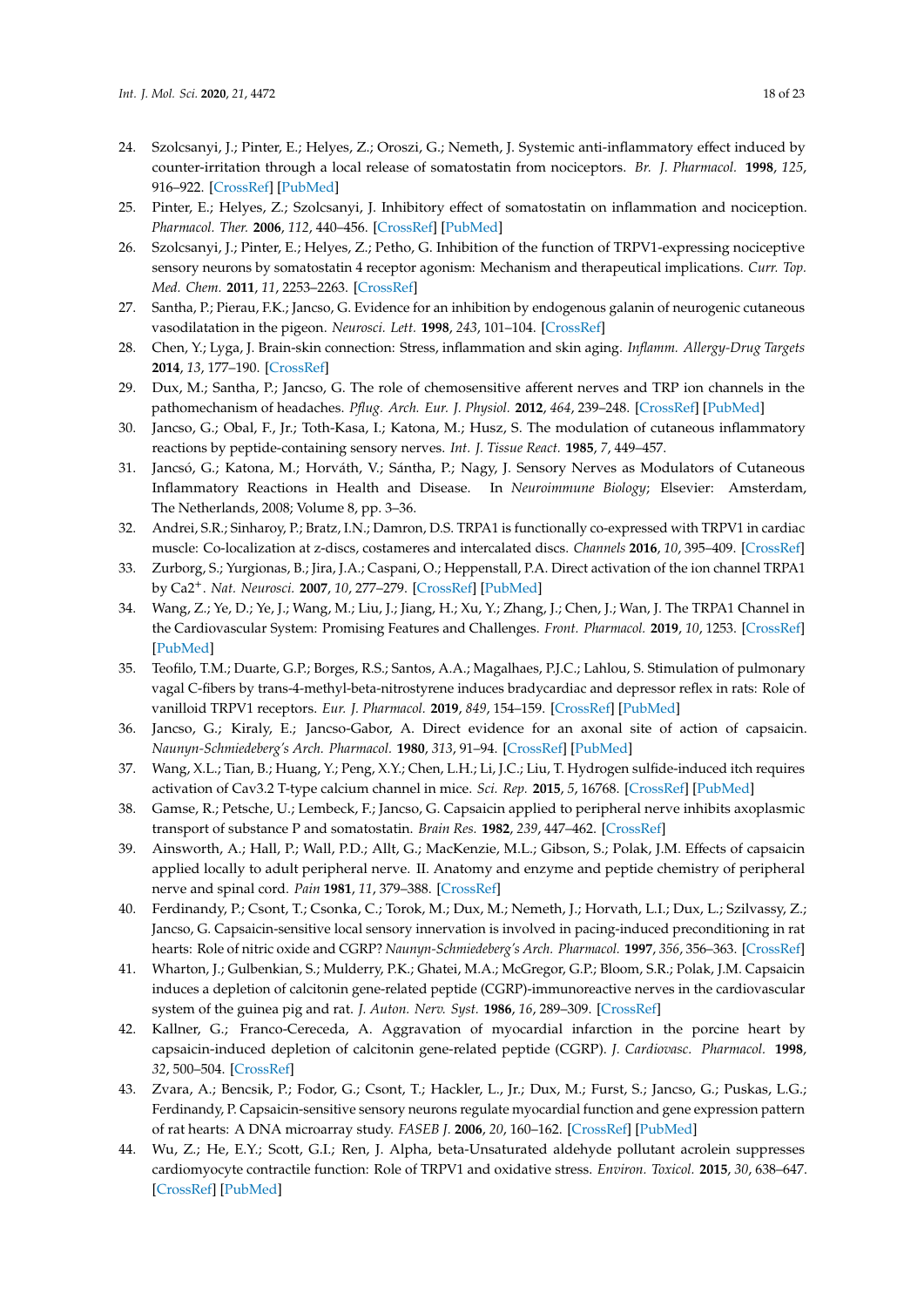24. Szolcsanyi, J.; Pinter, E.; Helyes, Z.; Oroszi, G.; Nemeth, J. Systemic anti-inflammatory effect induced by counter-irritation through a local release of somatostatin from nociceptors. *Br. J. Pharmacol.* **1998**, *125*, 916–922. [CrossRef] [PubMed]
25. Pinter, E.; Helyes, Z.; Szolcsanyi, J. Inhibitory effect of somatostatin on inflammation and nociception. *Pharmacol. Ther.* **2006**, *112*, 440–456. [CrossRef] [PubMed]
26. Szolcsanyi, J.; Pinter, E.; Helyes, Z.; Petho, G. Inhibition of the function of TRPV1-expressing nociceptive sensory neurons by somatostatin 4 receptor agonism: Mechanism and therapeutical implications. *Curr. Top. Med. Chem.* **2011**, *11*, 2253–2263. [CrossRef]
27. Santha, P.; Pierau, F.K.; Jancso, G. Evidence for an inhibition by endogenous galanin of neurogenic cutaneous vasodilatation in the pigeon. *Neurosci. Lett.* **1998**, *243*, 101–104. [CrossRef]
28. Chen, Y.; Lyga, J. Brain-skin connection: Stress, inflammation and skin aging. *Inflamm. Allergy-Drug Targets* **2014**, *13*, 177–190. [CrossRef]
29. Dux, M.; Santha, P.; Jancso, G. The role of chemosensitive afferent nerves and TRP ion channels in the pathomechanism of headaches. *Pflug. Arch. Eur. J. Physiol.* **2012**, *464*, 239–248. [CrossRef] [PubMed]
30. Jancso, G.; Obal, F., Jr.; Toth-Kasa, I.; Katona, M.; Husz, S. The modulation of cutaneous inflammatory reactions by peptide-containing sensory nerves. *Int. J. Tissue React.* **1985**, *7*, 449–457.
31. Jancsó, G.; Katona, M.; Horváth, V.; Sántha, P.; Nagy, J. Sensory Nerves as Modulators of Cutaneous Inflammatory Reactions in Health and Disease. In *Neuroimmune Biology*; Elsevier: Amsterdam, The Netherlands, 2008; Volume 8, pp. 3–36.
32. Andrei, S.R.; Sinharoy, P.; Bratz, I.N.; Damron, D.S. TRPA1 is functionally co-expressed with TRPV1 in cardiac muscle: Co-localization at z-discs, costameres and intercalated discs. *Channels* **2016**, *10*, 395–409. [CrossRef]
33. Zurborg, S.; Yurgionas, B.; Jira, J.A.; Caspani, O.; Heppenstall, P.A. Direct activation of the ion channel TRPA1 by $Ca^{2+}$. *Nat. Neurosci.* **2007**, *10*, 277–279. [CrossRef] [PubMed]
34. Wang, Z.; Ye, D.; Ye, J.; Wang, M.; Liu, J.; Jiang, H.; Xu, Y.; Zhang, J.; Chen, J.; Wan, J. The TRPA1 Channel in the Cardiovascular System: Promising Features and Challenges. *Front. Pharmacol.* **2019**, *10*, 1253. [CrossRef] [PubMed]
35. Teofilo, T.M.; Duarte, G.P.; Borges, R.S.; Santos, A.A.; Magalhaes, P.J.C.; Lahlou, S. Stimulation of pulmonary vagal C-fibers by trans-4-methyl-beta-nitrostyrene induces bradycardiac and depressor reflex in rats: Role of vanilloid TRPV1 receptors. *Eur. J. Pharmacol.* **2019**, *849*, 154–159. [CrossRef] [PubMed]
36. Jancso, G.; Kiraly, E.; Jancso-Gabor, A. Direct evidence for an axonal site of action of capsaicin. *Naunyn-Schmiedeberg's Arch. Pharmacol.* **1980**, *313*, 91–94. [CrossRef] [PubMed]
37. Wang, X.L.; Tian, B.; Huang, Y.; Peng, X.Y.; Chen, L.H.; Li, J.C.; Liu, T. Hydrogen sulfide-induced itch requires activation of Cav3.2 T-type calcium channel in mice. *Sci. Rep.* **2015**, *5*, 16768. [CrossRef] [PubMed]
38. Gamse, R.; Petsche, U.; Lembeck, F.; Jancso, G. Capsaicin applied to peripheral nerve inhibits axoplasmic transport of substance P and somatostatin. *Brain Res.* **1982**, *239*, 447–462. [CrossRef]
39. Ainsworth, A.; Hall, P.; Wall, P.D.; Allt, G.; MacKenzie, M.L.; Gibson, S.; Polak, J.M. Effects of capsaicin applied locally to adult peripheral nerve. II. Anatomy and enzyme and peptide chemistry of peripheral nerve and spinal cord. *Pain* **1981**, *11*, 379–388. [CrossRef]
40. Ferdinandy, P.; Csont, T.; Csonka, C.; Torok, M.; Dux, M.; Nemeth, J.; Horvath, L.I.; Dux, L.; Szilvassy, Z.; Jancso, G. Capsaicin-sensitive local sensory innervation is involved in pacing-induced preconditioning in rat hearts: Role of nitric oxide and CGRP? *Naunyn-Schmiedeberg's Arch. Pharmacol.* **1997**, *356*, 356–363. [CrossRef]
41. Wharton, J.; Gulbenkian, S.; Mulderry, P.K.; Ghatei, M.A.; McGregor, G.P.; Bloom, S.R.; Polak, J.M. Capsaicin induces a depletion of calcitonin gene-related peptide (CGRP)-immunoreactive nerves in the cardiovascular system of the guinea pig and rat. *J. Auton. Nerv. Syst.* **1986**, *16*, 289–309. [CrossRef]
42. Kallner, G.; Franco-Cereceda, A. Aggravation of myocardial infarction in the porcine heart by capsaicin-induced depletion of calcitonin gene-related peptide (CGRP). *J. Cardiovasc. Pharmacol.* **1998**, *32*, 500–504. [CrossRef]
43. Zvara, A.; Bencsik, P.; Fodor, G.; Csont, T.; Hackler, L., Jr.; Dux, M.; Furst, S.; Jancso, G.; Puskas, L.G.; Ferdinandy, P. Capsaicin-sensitive sensory neurons regulate myocardial function and gene expression pattern of rat hearts: A DNA microarray study. *FASEB J.* **2006**, *20*, 160–162. [CrossRef] [PubMed]
44. Wu, Z.; He, E.Y.; Scott, G.I.; Ren, J. Alpha, beta-Unsaturated aldehyde pollutant acrolein suppresses cardiomyocyte contractile function: Role of TRPV1 and oxidative stress. *Environ. Toxicol.* **2015**, *30*, 638–647. [CrossRef] [PubMed]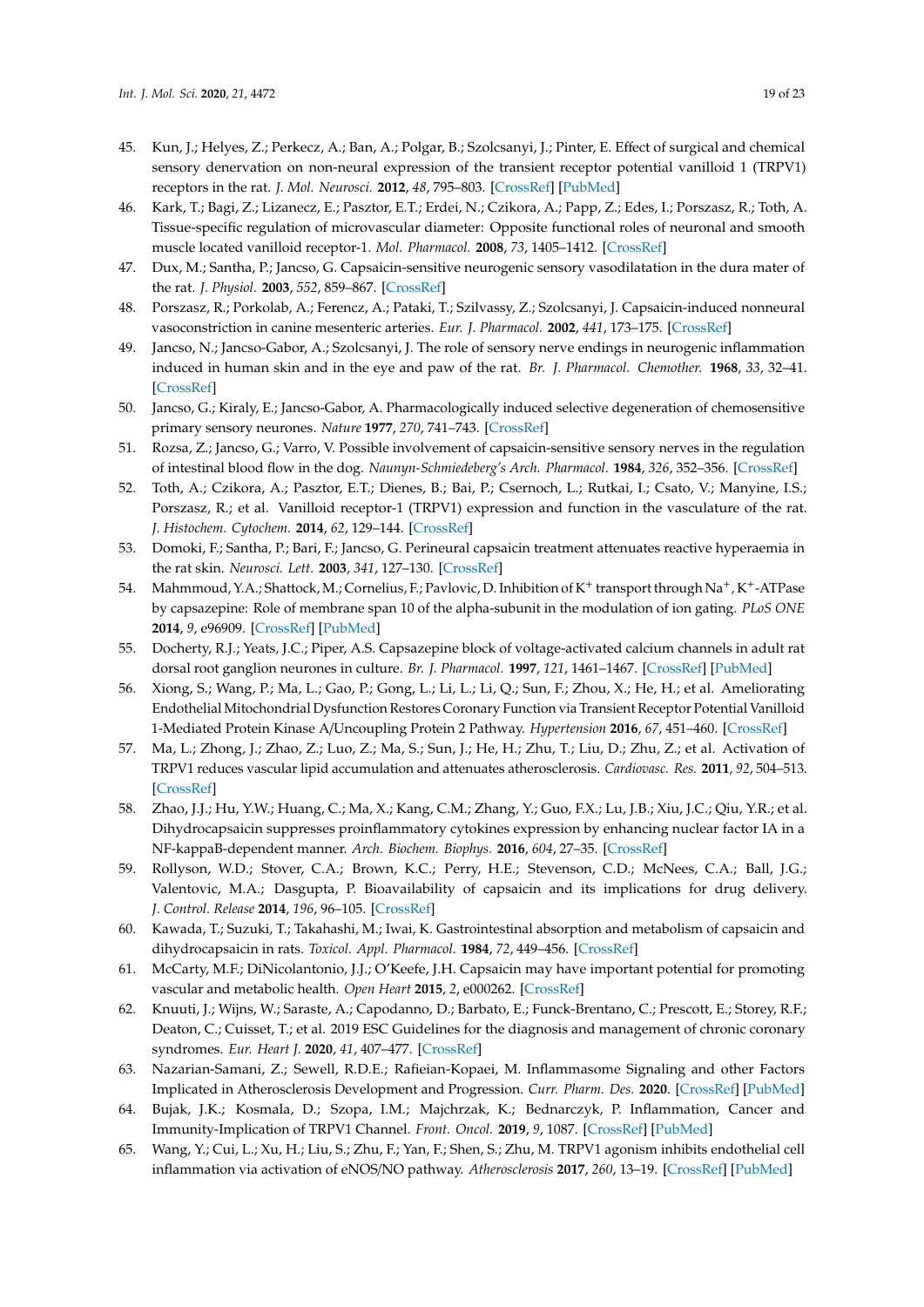45. Kun, J.; Helyes, Z.; Perkecz, A.; Ban, A.; Polgar, B.; Szolcsanyi, J.; Pinter, E. Effect of surgical and chemical sensory denervation on non-neural expression of the transient receptor potential vanilloid 1 (TRPV1) receptors in the rat. *J. Mol. Neurosci.* **2012**, *48*, 795–803. [CrossRef] [PubMed]
46. Kark, T.; Bagi, Z.; Lizanecz, E.; Pasztor, E.T.; Erdei, N.; Czikora, A.; Papp, Z.; Edes, I.; Porszasz, R.; Toth, A. Tissue-specific regulation of microvascular diameter: Opposite functional roles of neuronal and smooth muscle located vanilloid receptor-1. *Mol. Pharmacol.* **2008**, *73*, 1405–1412. [CrossRef]
47. Dux, M.; Santha, P.; Jancso, G. Capsaicin-sensitive neurogenic sensory vasodilatation in the dura mater of the rat. *J. Physiol.* **2003**, *552*, 859–867. [CrossRef]
48. Porszasz, R.; Porkolab, A.; Ferencz, A.; Pataki, T.; Szilvassy, Z.; Szolcsanyi, J. Capsaicin-induced nonneural vasoconstriction in canine mesenteric arteries. *Eur. J. Pharmacol.* **2002**, *441*, 173–175. [CrossRef]
49. Jancso, N.; Jancso-Gabor, A.; Szolcsanyi, J. The role of sensory nerve endings in neurogenic inflammation induced in human skin and in the eye and paw of the rat. *Br. J. Pharmacol. Chemother.* **1968**, *33*, 32–41. [CrossRef]
50. Jancso, G.; Kiraly, E.; Jancso-Gabor, A. Pharmacologically induced selective degeneration of chemosensitive primary sensory neurones. *Nature* **1977**, *270*, 741–743. [CrossRef]
51. Rozsa, Z.; Jancso, G.; Varro, V. Possible involvement of capsaicin-sensitive sensory nerves in the regulation of intestinal blood flow in the dog. *Naunyn-Schmiedeberg's Arch. Pharmacol.* **1984**, *326*, 352–356. [CrossRef]
52. Toth, A.; Czikora, A.; Pasztor, E.T.; Dienes, B.; Bai, P.; Csernoch, L.; Rutkai, I.; Csato, V.; Manyine, I.S.; Porszasz, R.; et al. Vanilloid receptor-1 (TRPV1) expression and function in the vasculature of the rat. *J. Histochem. Cytochem.* **2014**, *62*, 129–144. [CrossRef]
53. Domoki, F.; Santha, P.; Bari, F.; Jancso, G. Perineural capsaicin treatment attenuates reactive hyperaemia in the rat skin. *Neurosci. Lett.* **2003**, *341*, 127–130. [CrossRef]
54. Mahmmoud, Y.A.; Shattock, M.; Cornelius, F.; Pavlovic, D. Inhibition of $K^+$ transport through $Na^+$, $K^+$-ATPase by capsazepine: Role of membrane span 10 of the alpha-subunit in the modulation of ion gating. *PLoS ONE* **2014**, *9*, e96909. [CrossRef] [PubMed]
55. Docherty, R.J.; Yeats, J.C.; Piper, A.S. Capsazepine block of voltage-activated calcium channels in adult rat dorsal root ganglion neurones in culture. *Br. J. Pharmacol.* **1997**, *121*, 1461–1467. [CrossRef] [PubMed]
56. Xiong, S.; Wang, P.; Ma, L.; Gao, P.; Gong, L.; Li, L.; Li, Q.; Sun, F.; Zhou, X.; He, H.; et al. Ameliorating Endothelial Mitochondrial Dysfunction Restores Coronary Function via Transient Receptor Potential Vanilloid 1-Mediated Protein Kinase A/Uncoupling Protein 2 Pathway. *Hypertension* **2016**, *67*, 451–460. [CrossRef]
57. Ma, L.; Zhong, J.; Zhao, Z.; Luo, Z.; Ma, S.; Sun, J.; He, H.; Zhu, T.; Liu, D.; Zhu, Z.; et al. Activation of TRPV1 reduces vascular lipid accumulation and attenuates atherosclerosis. *Cardiovasc. Res.* **2011**, *92*, 504–513. [CrossRef]
58. Zhao, J.J.; Hu, Y.W.; Huang, C.; Ma, X.; Kang, C.M.; Zhang, Y.; Guo, F.X.; Lu, J.B.; Xiu, J.C.; Qiu, Y.R.; et al. Dihydrocapsaicin suppresses proinflammatory cytokines expression by enhancing nuclear factor IA in a NF-kappaB-dependent manner. *Arch. Biochem. Biophys.* **2016**, *604*, 27–35. [CrossRef]
59. Rollyson, W.D.; Stover, C.A.; Brown, K.C.; Perry, H.E.; Stevenson, C.D.; McNees, C.A.; Ball, J.G.; Valentovic, M.A.; Dasgupta, P. Bioavailability of capsaicin and its implications for drug delivery. *J. Control. Release* **2014**, *196*, 96–105. [CrossRef]
60. Kawada, T.; Suzuki, T.; Takahashi, M.; Iwai, K. Gastrointestinal absorption and metabolism of capsaicin and dihydrocapsaicin in rats. *Toxicol. Appl. Pharmacol.* **1984**, *72*, 449–456. [CrossRef]
61. McCarty, M.F.; DiNicolantonio, J.J.; O'Keefe, J.H. Capsaicin may have important potential for promoting vascular and metabolic health. *Open Heart* **2015**, *2*, e000262. [CrossRef]
62. Knuuti, J.; Wijns, W.; Saraste, A.; Capodanno, D.; Barbato, E.; Funck-Brentano, C.; Prescott, E.; Storey, R.F.; Deaton, C.; Cuisset, T.; et al. 2019 ESC Guidelines for the diagnosis and management of chronic coronary syndromes. *Eur. Heart J.* **2020**, *41*, 407–477. [CrossRef]
63. Nazarian-Samani, Z.; Sewell, R.D.E.; Rafieian-Kopaei, M. Inflammasome Signaling and other Factors Implicated in Atherosclerosis Development and Progression. *Curr. Pharm. Des.* **2020**. [CrossRef] [PubMed]
64. Bujak, J.K.; Kosmala, D.; Szopa, I.M.; Majchrzak, K.; Bednarczyk, P. Inflammation, Cancer and Immunity-Implication of TRPV1 Channel. *Front. Oncol.* **2019**, *9*, 1087. [CrossRef] [PubMed]
65. Wang, Y.; Cui, L.; Xu, H.; Liu, S.; Zhu, F.; Yan, F.; Shen, S.; Zhu, M. TRPV1 agonism inhibits endothelial cell inflammation via activation of eNOS/NO pathway. *Atherosclerosis* **2017**, *260*, 13–19. [CrossRef] [PubMed]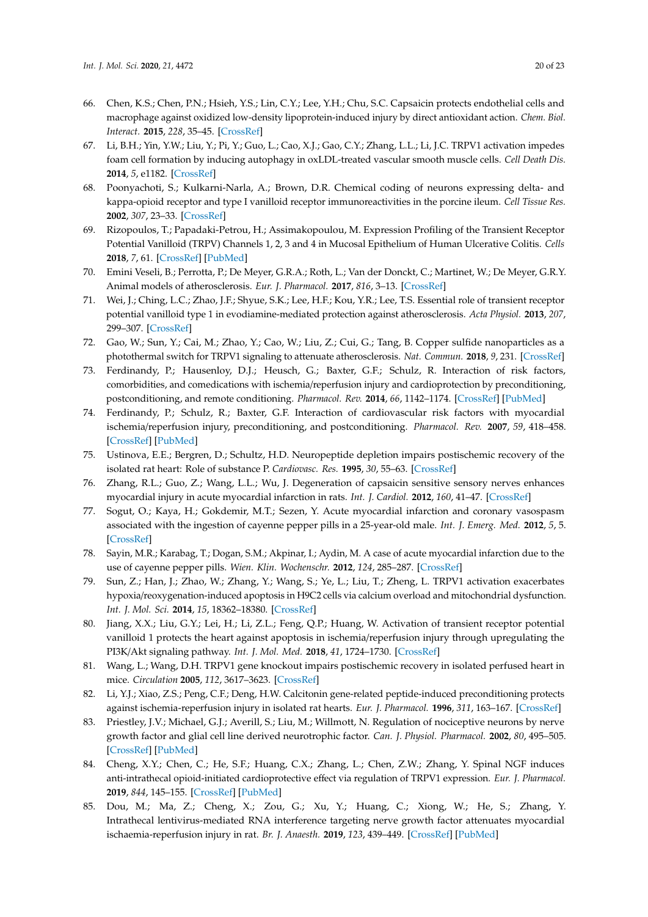66. Chen, K.S.; Chen, P.N.; Hsieh, Y.S.; Lin, C.Y.; Lee, Y.H.; Chu, S.C. Capsaicin protects endothelial cells and macrophage against oxidized low-density lipoprotein-induced injury by direct antioxidant action. *Chem. Biol. Interact.* **2015**, *228*, 35–45. [CrossRef]
67. Li, B.H.; Yin, Y.W.; Liu, Y.; Pi, Y.; Guo, L.; Cao, X.J.; Gao, C.Y.; Zhang, L.L.; Li, J.C. TRPV1 activation impedes foam cell formation by inducing autophagy in oxLDL-treated vascular smooth muscle cells. *Cell Death Dis.* **2014**, *5*, e1182. [CrossRef]
68. Poonyachoti, S.; Kulkarni-Narla, A.; Brown, D.R. Chemical coding of neurons expressing delta- and kappa-opioid receptor and type I vanilloid receptor immunoreactivities in the porcine ileum. *Cell Tissue Res.* **2002**, *307*, 23–33. [CrossRef]
69. Rizopoulos, T.; Papadaki-Petrou, H.; Assimakopoulou, M. Expression Profiling of the Transient Receptor Potential Vanilloid (TRPV) Channels 1, 2, 3 and 4 in Mucosal Epithelium of Human Ulcerative Colitis. *Cells* **2018**, *7*, 61. [CrossRef] [PubMed]
70. Emini Veseli, B.; Perrotta, P.; De Meyer, G.R.A.; Roth, L.; Van der Donckt, C.; Martinet, W.; De Meyer, G.R.Y. Animal models of atherosclerosis. *Eur. J. Pharmacol.* **2017**, *816*, 3–13. [CrossRef]
71. Wei, J.; Ching, L.C.; Zhao, J.F.; Shyue, S.K.; Lee, H.F.; Kou, Y.R.; Lee, T.S. Essential role of transient receptor potential vanilloid type 1 in evodiamine-mediated protection against atherosclerosis. *Acta Physiol.* **2013**, *207*, 299–307. [CrossRef]
72. Gao, W.; Sun, Y.; Cai, M.; Zhao, Y.; Cao, W.; Liu, Z.; Cui, G.; Tang, B. Copper sulfide nanoparticles as a photothermal switch for TRPV1 signaling to attenuate atherosclerosis. *Nat. Commun.* **2018**, *9*, 231. [CrossRef]
73. Ferdinandy, P.; Hausenloy, D.J.; Heusch, G.; Baxter, G.F.; Schulz, R. Interaction of risk factors, comorbidities, and comedications with ischemia/reperfusion injury and cardioprotection by preconditioning, postconditioning, and remote conditioning. *Pharmacol. Rev.* **2014**, *66*, 1142–1174. [CrossRef] [PubMed]
74. Ferdinandy, P.; Schulz, R.; Baxter, G.F. Interaction of cardiovascular risk factors with myocardial ischemia/reperfusion injury, preconditioning, and postconditioning. *Pharmacol. Rev.* **2007**, *59*, 418–458. [CrossRef] [PubMed]
75. Ustinova, E.E.; Bergren, D.; Schultz, H.D. Neuropeptide depletion impairs postischemic recovery of the isolated rat heart: Role of substance P. *Cardiovasc. Res.* **1995**, *30*, 55–63. [CrossRef]
76. Zhang, R.L.; Guo, Z.; Wang, L.L.; Wu, J. Degeneration of capsaicin sensitive sensory nerves enhances myocardial injury in acute myocardial infarction in rats. *Int. J. Cardiol.* **2012**, *160*, 41–47. [CrossRef]
77. Sogut, O.; Kaya, H.; Gokdemir, M.T.; Sezen, Y. Acute myocardial infarction and coronary vasospasm associated with the ingestion of cayenne pepper pills in a 25-year-old male. *Int. J. Emerg. Med.* **2012**, *5*, 5. [CrossRef]
78. Sayin, M.R.; Karabag, T.; Dogan, S.M.; Akpinar, I.; Aydin, M. A case of acute myocardial infarction due to the use of cayenne pepper pills. *Wien. Klin. Wochenschr.* **2012**, *124*, 285–287. [CrossRef]
79. Sun, Z.; Han, J.; Zhao, W.; Zhang, Y.; Wang, S.; Ye, L.; Liu, T.; Zheng, L. TRPV1 activation exacerbates hypoxia/reoxygenation-induced apoptosis in H9C2 cells via calcium overload and mitochondrial dysfunction. *Int. J. Mol. Sci.* **2014**, *15*, 18362–18380. [CrossRef]
80. Jiang, X.X.; Liu, G.Y.; Lei, H.; Li, Z.L.; Feng, Q.P.; Huang, W. Activation of transient receptor potential vanilloid 1 protects the heart against apoptosis in ischemia/reperfusion injury through upregulating the PI3K/Akt signaling pathway. *Int. J. Mol. Med.* **2018**, *41*, 1724–1730. [CrossRef]
81. Wang, L.; Wang, D.H. TRPV1 gene knockout impairs postischemic recovery in isolated perfused heart in mice. *Circulation* **2005**, *112*, 3617–3623. [CrossRef]
82. Li, Y.J.; Xiao, Z.S.; Peng, C.F.; Deng, H.W. Calcitonin gene-related peptide-induced preconditioning protects against ischemia-reperfusion injury in isolated rat hearts. *Eur. J. Pharmacol.* **1996**, *311*, 163–167. [CrossRef]
83. Priestley, J.V.; Michael, G.J.; Averill, S.; Liu, M.; Willmott, N. Regulation of nociceptive neurons by nerve growth factor and glial cell line derived neurotrophic factor. *Can. J. Physiol. Pharmacol.* **2002**, *80*, 495–505. [CrossRef] [PubMed]
84. Cheng, X.Y.; Chen, C.; He, S.F.; Huang, C.X.; Zhang, L.; Chen, Z.W.; Zhang, Y. Spinal NGF induces anti-intrathecal opioid-initiated cardioprotective effect via regulation of TRPV1 expression. *Eur. J. Pharmacol.* **2019**, *844*, 145–155. [CrossRef] [PubMed]
85. Dou, M.; Ma, Z.; Cheng, X.; Zou, G.; Xu, Y.; Huang, C.; Xiong, W.; He, S.; Zhang, Y. Intrathecal lentivirus-mediated RNA interference targeting nerve growth factor attenuates myocardial ischaemia-reperfusion injury in rat. *Br. J. Anaesth.* **2019**, *123*, 439–449. [CrossRef] [PubMed]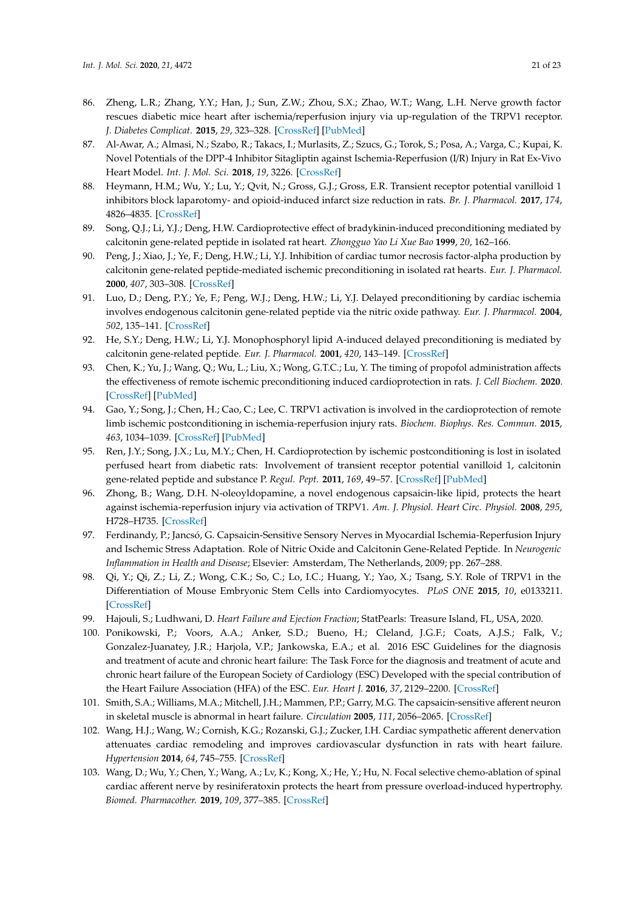86. Zheng, L.R.; Zhang, Y.Y.; Han, J.; Sun, Z.W.; Zhou, S.X.; Zhao, W.T.; Wang, L.H. Nerve growth factor rescues diabetic mice heart after ischemia/reperfusion injury via up-regulation of the TRPV1 receptor. *J. Diabetes Complicat.* **2015**, *29*, 323–328. [CrossRef] [PubMed]
87. Al-Awar, A.; Almasi, N.; Szabo, R.; Takacs, I.; Murlasits, Z.; Szucs, G.; Torok, S.; Posa, A.; Varga, C.; Kupai, K. Novel Potentials of the DPP-4 Inhibitor Sitagliptin against Ischemia-Reperfusion (I/R) Injury in Rat Ex-Vivo Heart Model. *Int. J. Mol. Sci.* **2018**, *19*, 3226. [CrossRef]
88. Heymann, H.M.; Wu, Y.; Lu, Y.; Qvit, N.; Gross, G.J.; Gross, E.R. Transient receptor potential vanilloid 1 inhibitors block laparotomy- and opioid-induced infarct size reduction in rats. *Br. J. Pharmacol.* **2017**, *174*, 4826–4835. [CrossRef]
89. Song, Q.J.; Li, Y.J.; Deng, H.W. Cardioprotective effect of bradykinin-induced preconditioning mediated by calcitonin gene-related peptide in isolated rat heart. *Zhongguo Yao Li Xue Bao* **1999**, *20*, 162–166.
90. Peng, J.; Xiao, J.; Ye, F.; Deng, H.W.; Li, Y.J. Inhibition of cardiac tumor necrosis factor-alpha production by calcitonin gene-related peptide-mediated ischemic preconditioning in isolated rat hearts. *Eur. J. Pharmacol.* **2000**, *407*, 303–308. [CrossRef]
91. Luo, D.; Deng, P.Y.; Ye, F.; Peng, W.J.; Deng, H.W.; Li, Y.J. Delayed preconditioning by cardiac ischemia involves endogenous calcitonin gene-related peptide via the nitric oxide pathway. *Eur. J. Pharmacol.* **2004**, *502*, 135–141. [CrossRef]
92. He, S.Y.; Deng, H.W.; Li, Y.J. Monophosphoryl lipid A-induced delayed preconditioning is mediated by calcitonin gene-related peptide. *Eur. J. Pharmacol.* **2001**, *420*, 143–149. [CrossRef]
93. Chen, K.; Yu, J.; Wang, Q.; Wu, L.; Liu, X.; Wong, G.T.C.; Lu, Y. The timing of propofol administration affects the effectiveness of remote ischemic preconditioning induced cardioprotection in rats. *J. Cell Biochem.* **2020**. [CrossRef] [PubMed]
94. Gao, Y.; Song, J.; Chen, H.; Cao, C.; Lee, C. TRPV1 activation is involved in the cardioprotection of remote limb ischemic postconditioning in ischemia-reperfusion injury rats. *Biochem. Biophys. Res. Commun.* **2015**, *463*, 1034–1039. [CrossRef] [PubMed]
95. Ren, J.Y.; Song, J.X.; Lu, M.Y.; Chen, H. Cardioprotection by ischemic postconditioning is lost in isolated perfused heart from diabetic rats: Involvement of transient receptor potential vanilloid 1, calcitonin gene-related peptide and substance P. *Regul. Pept.* **2011**, *169*, 49–57. [CrossRef] [PubMed]
96. Zhong, B.; Wang, D.H. N-oleoyldopamine, a novel endogenous capsaicin-like lipid, protects the heart against ischemia-reperfusion injury via activation of TRPV1. *Am. J. Physiol. Heart Circ. Physiol.* **2008**, *295*, H728–H735. [CrossRef]
97. Ferdinandy, P.; Jancsó, G. Capsaicin-Sensitive Sensory Nerves in Myocardial Ischemia-Reperfusion Injury and Ischemic Stress Adaptation. Role of Nitric Oxide and Calcitonin Gene-Related Peptide. In *Neurogenic Inflammation in Health and Disease*; Elsevier: Amsterdam, The Netherlands, 2009; pp. 267–288.
98. Qi, Y.; Qi, Z.; Li, Z.; Wong, C.K.; So, C.; Lo, I.C.; Huang, Y.; Yao, X.; Tsang, S.Y. Role of TRPV1 in the Differentiation of Mouse Embryonic Stem Cells into Cardiomyocytes. *PLoS ONE* **2015**, *10*, e0133211. [CrossRef]
99. Hajouli, S.; Ludhwani, D. *Heart Failure and Ejection Fraction*; StatPearls: Treasure Island, FL, USA, 2020.
100. Ponikowski, P.; Voors, A.A.; Anker, S.D.; Bueno, H.; Cleland, J.G.F.; Coats, A.J.S.; Falk, V.; Gonzalez-Juanatey, J.R.; Harjola, V.P.; Jankowska, E.A.; et al. 2016 ESC Guidelines for the diagnosis and treatment of acute and chronic heart failure: The Task Force for the diagnosis and treatment of acute and chronic heart failure of the European Society of Cardiology (ESC) Developed with the special contribution of the Heart Failure Association (HFA) of the ESC. *Eur. Heart J.* **2016**, *37*, 2129–2200. [CrossRef]
101. Smith, S.A.; Williams, M.A.; Mitchell, J.H.; Mammen, P.P.; Garry, M.G. The capsaicin-sensitive afferent neuron in skeletal muscle is abnormal in heart failure. *Circulation* **2005**, *111*, 2056–2065. [CrossRef]
102. Wang, H.J.; Wang, W.; Cornish, K.G.; Rozanski, G.J.; Zucker, I.H. Cardiac sympathetic afferent denervation attenuates cardiac remodeling and improves cardiovascular dysfunction in rats with heart failure. *Hypertension* **2014**, *64*, 745–755. [CrossRef]
103. Wang, D.; Wu, Y.; Chen, Y.; Wang, A.; Lv, K.; Kong, X.; He, Y.; Hu, N. Focal selective chemo-ablation of spinal cardiac afferent nerve by resiniferatoxin protects the heart from pressure overload-induced hypertrophy. *Biomed. Pharmacother.* **2019**, *109*, 377–385. [CrossRef]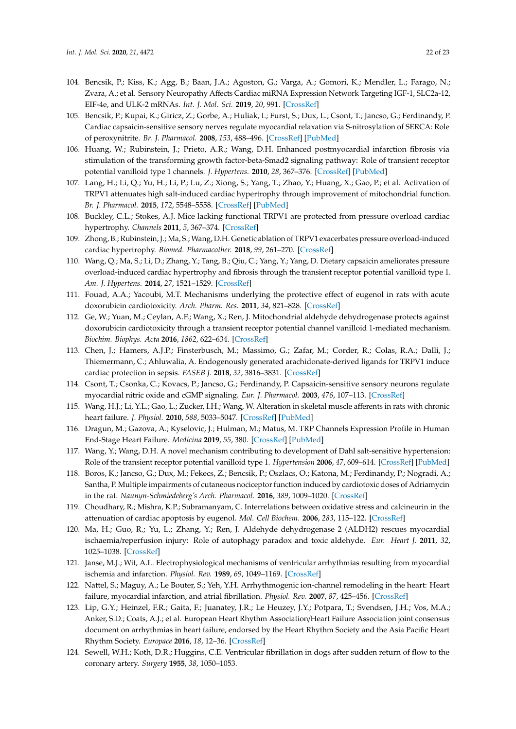104. Bencsik, P.; Kiss, K.; Agg, B.; Baan, J.A.; Agoston, G.; Varga, A.; Gomori, K.; Mendler, L.; Farago, N.; Zvara, A.; et al. Sensory Neuropathy Affects Cardiac miRNA Expression Network Targeting IGF-1, SLC2a-12, EIF-4e, and ULK-2 mRNAs. *Int. J. Mol. Sci.* **2019**, *20*, 991. [CrossRef]
105. Bencsik, P.; Kupai, K.; Giricz, Z.; Gorbe, A.; Huliak, I.; Furst, S.; Dux, L.; Csont, T.; Jancso, G.; Ferdinandy, P. Cardiac capsaicin-sensitive sensory nerves regulate myocardial relaxation via S-nitrosylation of SERCA: Role of peroxynitrite. *Br. J. Pharmacol.* **2008**, *153*, 488–496. [CrossRef] [PubMed]
106. Huang, W.; Rubinstein, J.; Prieto, A.R.; Wang, D.H. Enhanced postmyocardial infarction fibrosis via stimulation of the transforming growth factor-beta-Smad2 signaling pathway: Role of transient receptor potential vanilloid type 1 channels. *J. Hypertens.* **2010**, *28*, 367–376. [CrossRef] [PubMed]
107. Lang, H.; Li, Q.; Yu, H.; Li, P.; Lu, Z.; Xiong, S.; Yang, T.; Zhao, Y.; Huang, X.; Gao, P.; et al. Activation of TRPV1 attenuates high salt-induced cardiac hypertrophy through improvement of mitochondrial function. *Br. J. Pharmacol.* **2015**, *172*, 5548–5558. [CrossRef] [PubMed]
108. Buckley, C.L.; Stokes, A.J. Mice lacking functional TRPV1 are protected from pressure overload cardiac hypertrophy. *Channels* **2011**, *5*, 367–374. [CrossRef]
109. Zhong, B.; Rubinstein, J.; Ma, S.; Wang, D.H. Genetic ablation of TRPV1 exacerbates pressure overload-induced cardiac hypertrophy. *Biomed. Pharmacother.* **2018**, *99*, 261–270. [CrossRef]
110. Wang, Q.; Ma, S.; Li, D.; Zhang, Y.; Tang, B.; Qiu, C.; Yang, Y.; Yang, D. Dietary capsaicin ameliorates pressure overload-induced cardiac hypertrophy and fibrosis through the transient receptor potential vanilloid type 1. *Am. J. Hypertens.* **2014**, *27*, 1521–1529. [CrossRef]
111. Fouad, A.A.; Yacoubi, M.T. Mechanisms underlying the protective effect of eugenol in rats with acute doxorubicin cardiotoxicity. *Arch. Pharm. Res.* **2011**, *34*, 821–828. [CrossRef]
112. Ge, W.; Yuan, M.; Ceylan, A.F.; Wang, X.; Ren, J. Mitochondrial aldehyde dehydrogenase protects against doxorubicin cardiotoxicity through a transient receptor potential channel vanilloid 1-mediated mechanism. *Biochim. Biophys. Acta* **2016**, *1862*, 622–634. [CrossRef]
113. Chen, J.; Hamers, A.J.P.; Finsterbusch, M.; Massimo, G.; Zafar, M.; Corder, R.; Colas, R.A.; Dalli, J.; Thiemermann, C.; Ahluwalia, A. Endogenously generated arachidonate-derived ligands for TRPV1 induce cardiac protection in sepsis. *FASEB J.* **2018**, *32*, 3816–3831. [CrossRef]
114. Csont, T.; Csonka, C.; Kovacs, P.; Jancso, G.; Ferdinandy, P. Capsaicin-sensitive sensory neurons regulate myocardial nitric oxide and cGMP signaling. *Eur. J. Pharmacol.* **2003**, *476*, 107–113. [CrossRef]
115. Wang, H.J.; Li, Y.L.; Gao, L.; Zucker, I.H.; Wang, W. Alteration in skeletal muscle afferents in rats with chronic heart failure. *J. Physiol.* **2010**, *588*, 5033–5047. [CrossRef] [PubMed]
116. Dragun, M.; Gazova, A.; Kyselovic, J.; Hulman, M.; Matus, M. TRP Channels Expression Profile in Human End-Stage Heart Failure. *Medicina* **2019**, *55*, 380. [CrossRef] [PubMed]
117. Wang, Y.; Wang, D.H. A novel mechanism contributing to development of Dahl salt-sensitive hypertension: Role of the transient receptor potential vanilloid type 1. *Hypertension* **2006**, *47*, 609–614. [CrossRef] [PubMed]
118. Boros, K.; Jancso, G.; Dux, M.; Fekecs, Z.; Bencsik, P.; Oszlacs, O.; Katona, M.; Ferdinandy, P.; Nogradi, A.; Santha, P. Multiple impairments of cutaneous nociceptor function induced by cardiotoxic doses of Adriamycin in the rat. *Naunyn-Schmiedeberg's Arch. Pharmacol.* **2016**, *389*, 1009–1020. [CrossRef]
119. Choudhary, R.; Mishra, K.P.; Subramanyam, C. Interrelations between oxidative stress and calcineurin in the attenuation of cardiac apoptosis by eugenol. *Mol. Cell Biochem.* **2006**, *283*, 115–122. [CrossRef]
120. Ma, H.; Guo, R.; Yu, L.; Zhang, Y.; Ren, J. Aldehyde dehydrogenase 2 (ALDH2) rescues myocardial ischaemia/reperfusion injury: Role of autophagy paradox and toxic aldehyde. *Eur. Heart J.* **2011**, *32*, 1025–1038. [CrossRef]
121. Janse, M.J.; Wit, A.L. Electrophysiological mechanisms of ventricular arrhythmias resulting from myocardial ischemia and infarction. *Physiol. Rev.* **1989**, *69*, 1049–1169. [CrossRef]
122. Nattel, S.; Maguy, A.; Le Bouter, S.; Yeh, Y.H. Arrhythmogenic ion-channel remodeling in the heart: Heart failure, myocardial infarction, and atrial fibrillation. *Physiol. Rev.* **2007**, *87*, 425–456. [CrossRef]
123. Lip, G.Y.; Heinzel, F.R.; Gaita, F.; Juanatey, J.R.; Le Heuzey, J.Y.; Potpara, T.; Svendsen, J.H.; Vos, M.A.; Anker, S.D.; Coats, A.J.; et al. European Heart Rhythm Association/Heart Failure Association joint consensus document on arrhythmias in heart failure, endorsed by the Heart Rhythm Society and the Asia Pacific Heart Rhythm Society. *Europace* **2016**, *18*, 12–36. [CrossRef]
124. Sewell, W.H.; Koth, D.R.; Huggins, C.E. Ventricular fibrillation in dogs after sudden return of flow to the coronary artery. *Surgery* **1955**, *38*, 1050–1053.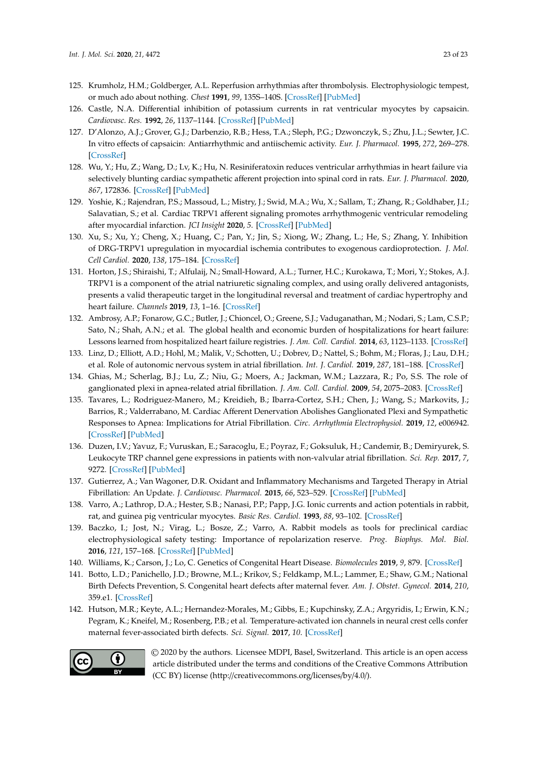125. Krumholz, H.M.; Goldberger, A.L. Reperfusion arrhythmias after thrombolysis. Electrophysiologic tempest, or much ado about nothing. *Chest* **1991**, *99*, 135S–140S. [CrossRef] [PubMed]
126. Castle, N.A. Differential inhibition of potassium currents in rat ventricular myocytes by capsaicin. *Cardiovasc. Res.* **1992**, *26*, 1137–1144. [CrossRef] [PubMed]
127. D'Alonzo, A.J.; Grover, G.J.; Darbenzio, R.B.; Hess, T.A.; Sleph, P.G.; Dzwonczyk, S.; Zhu, J.L.; Sewter, J.C. In vitro effects of capsaicin: Antiarrhythmic and antiischemic activity. *Eur. J. Pharmacol.* **1995**, *272*, 269–278. [CrossRef]
128. Wu, Y.; Hu, Z.; Wang, D.; Lv, K.; Hu, N. Resiniferatoxin reduces ventricular arrhythmias in heart failure via selectively blunting cardiac sympathetic afferent projection into spinal cord in rats. *Eur. J. Pharmacol.* **2020**, *867*, 172836. [CrossRef] [PubMed]
129. Yoshie, K.; Rajendran, P.S.; Massoud, L.; Mistry, J.; Swid, M.A.; Wu, X.; Sallam, T.; Zhang, R.; Goldhaber, J.I.; Salavatian, S.; et al. Cardiac TRPV1 afferent signaling promotes arrhythmogenic ventricular remodeling after myocardial infarction. *JCI Insight* **2020**, *5*. [CrossRef] [PubMed]
130. Xu, S.; Xu, Y.; Cheng, X.; Huang, C.; Pan, Y.; Jin, S.; Xiong, W.; Zhang, L.; He, S.; Zhang, Y. Inhibition of DRG-TRPV1 upregulation in myocardial ischemia contributes to exogenous cardioprotection. *J. Mol. Cell Cardiol.* **2020**, *138*, 175–184. [CrossRef]
131. Horton, J.S.; Shiraishi, T.; Alfulaij, N.; Small-Howard, A.L.; Turner, H.C.; Kurokawa, T.; Mori, Y.; Stokes, A.J. TRPV1 is a component of the atrial natriuretic signaling complex, and using orally delivered antagonists, presents a valid therapeutic target in the longitudinal reversal and treatment of cardiac hypertrophy and heart failure. *Channels* **2019**, *13*, 1–16. [CrossRef]
132. Ambrosy, A.P.; Fonarow, G.C.; Butler, J.; Chioncel, O.; Greene, S.J.; Vaduganathan, M.; Nodari, S.; Lam, C.S.P.; Sato, N.; Shah, A.N.; et al. The global health and economic burden of hospitalizations for heart failure: Lessons learned from hospitalized heart failure registries. *J. Am. Coll. Cardiol.* **2014**, *63*, 1123–1133. [CrossRef]
133. Linz, D.; Elliott, A.D.; Hohl, M.; Malik, V.; Schotten, U.; Dobrev, D.; Nattel, S.; Bohm, M.; Floras, J.; Lau, D.H.; et al. Role of autonomic nervous system in atrial fibrillation. *Int. J. Cardiol.* **2019**, *287*, 181–188. [CrossRef]
134. Ghias, M.; Scherlag, B.J.; Lu, Z.; Niu, G.; Moers, A.; Jackman, W.M.; Lazzara, R.; Po, S.S. The role of ganglionated plexi in apnea-related atrial fibrillation. *J. Am. Coll. Cardiol.* **2009**, *54*, 2075–2083. [CrossRef]
135. Tavares, L.; Rodriguez-Manero, M.; Kreidieh, B.; Ibarra-Cortez, S.H.; Chen, J.; Wang, S.; Markovits, J.; Barrios, R.; Valderrabano, M. Cardiac Afferent Denervation Abolishes Ganglionated Plexi and Sympathetic Responses to Apnea: Implications for Atrial Fibrillation. *Circ. Arrhythmia Electrophysiol.* **2019**, *12*, e006942. [CrossRef] [PubMed]
136. Duzen, I.V.; Yavuz, F.; Vuruskan, E.; Saracoglu, E.; Poyraz, F.; Goksuluk, H.; Candemir, B.; Demiryurek, S. Leukocyte TRP channel gene expressions in patients with non-valvular atrial fibrillation. *Sci. Rep.* **2017**, *7*, 9272. [CrossRef] [PubMed]
137. Gutierrez, A.; Van Wagoner, D.R. Oxidant and Inflammatory Mechanisms and Targeted Therapy in Atrial Fibrillation: An Update. *J. Cardiovasc. Pharmacol.* **2015**, *66*, 523–529. [CrossRef] [PubMed]
138. Varro, A.; Lathrop, D.A.; Hester, S.B.; Nanasi, P.P.; Papp, J.G. Ionic currents and action potentials in rabbit, rat, and guinea pig ventricular myocytes. *Basic Res. Cardiol.* **1993**, *88*, 93–102. [CrossRef]
139. Baczko, I.; Jost, N.; Virag, L.; Bosze, Z.; Varro, A. Rabbit models as tools for preclinical cardiac electrophysiological safety testing: Importance of repolarization reserve. *Prog. Biophys. Mol. Biol.* **2016**, *121*, 157–168. [CrossRef] [PubMed]
140. Williams, K.; Carson, J.; Lo, C. Genetics of Congenital Heart Disease. *Biomolecules* **2019**, *9*, 879. [CrossRef]
141. Botto, L.D.; Panichello, J.D.; Browne, M.L.; Krikov, S.; Feldkamp, M.L.; Lammer, E.; Shaw, G.M.; National Birth Defects Prevention, S. Congenital heart defects after maternal fever. *Am. J. Obstet. Gynecol.* **2014**, *210*, 359.e1. [CrossRef]
142. Hutson, M.R.; Keyte, A.L.; Hernandez-Morales, M.; Gibbs, E.; Kupchinsky, Z.A.; Argyridis, I.; Erwin, K.N.; Pegram, K.; Kneifel, M.; Rosenberg, P.B.; et al. Temperature-activated ion channels in neural crest cells confer maternal fever-associated birth defects. *Sci. Signal.* **2017**, *10*. [CrossRef]

© 2020 by the authors. Licensee MDPI, Basel, Switzerland. This article is an open access article distributed under the terms and conditions of the Creative Commons Attribution (CC BY) license (http://creativecommons.org/licenses/by/4.0/).